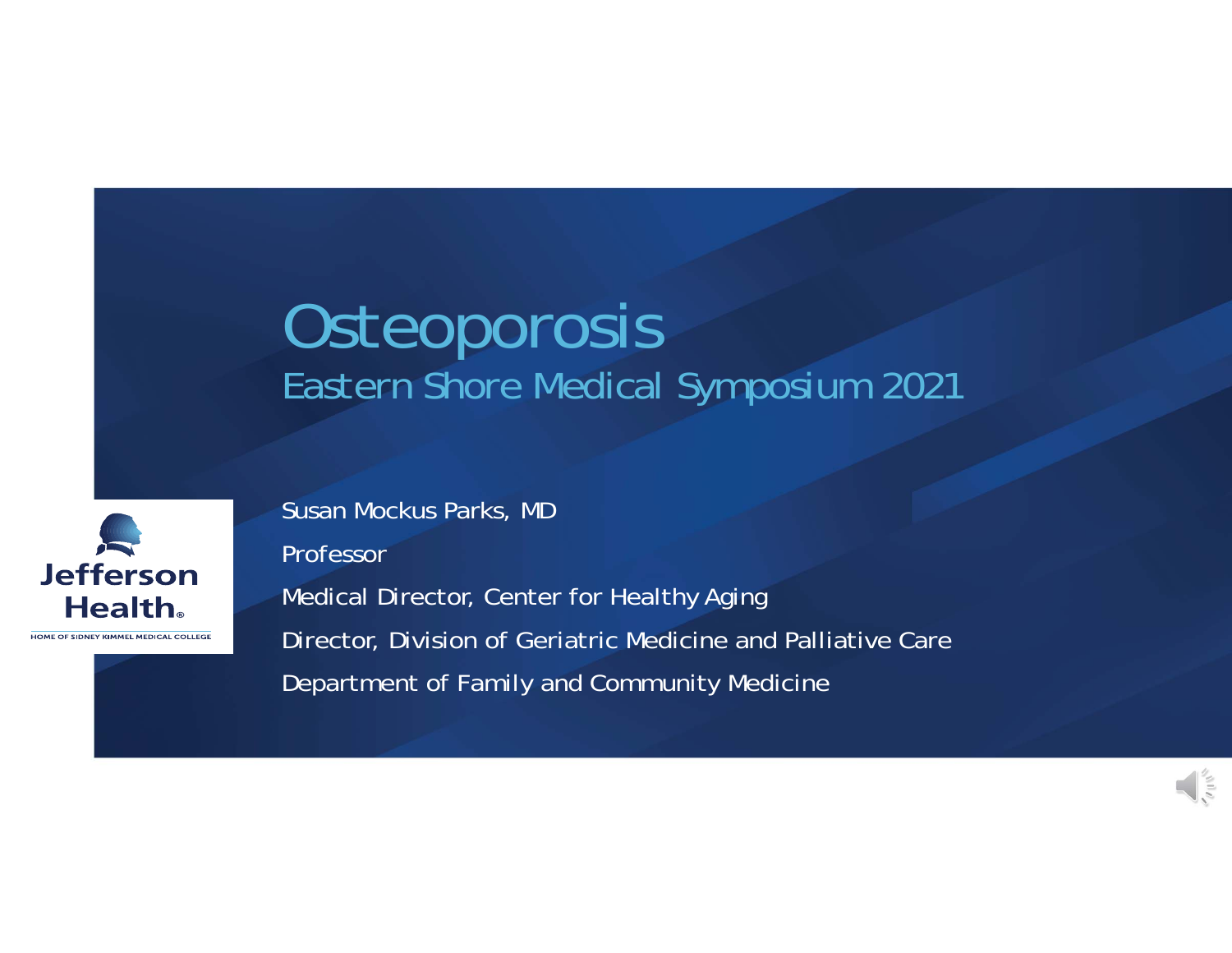# Osteoporosis

## Eastern Shore Medical Symposium 2021

Susan Mockus Parks, MD

Professor

Medical Director, Center for Healthy Aging

Director, Division of Geriatric Medicine and Palliative Care

Department of Family and Community Medicine

Jefferson Health.

HOME OF SIDNEY KIMMEL MEDICAL COLLEGE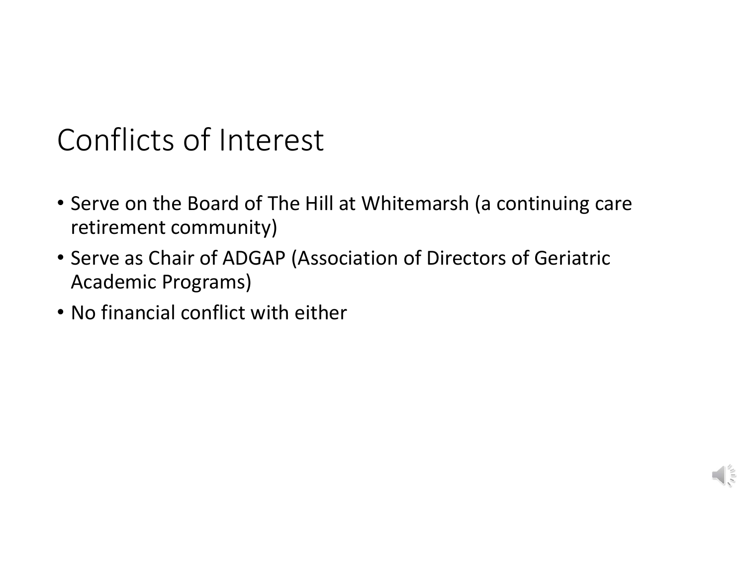# Conflicts of Interest

- Serve on the Board of The Hill at Whitemarsh (a continuing care retirement community)
- Serve as Chair of ADGAP (Association of Directors of Geriatric Academic Programs)
- No financial conflict with either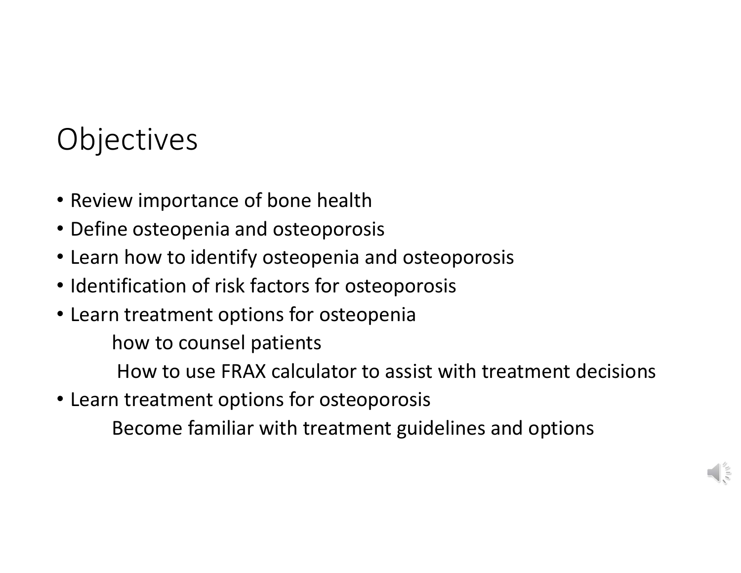# Objectives

- Review importance of bone health
- Define osteopenia and osteoporosis
- Learn how to identify osteopenia and osteoporosis
- Identification of risk factors for osteoporosis
- Learn treatment options for osteopenia
  - how to counsel patients
  - How to use FRAX calculator to assist with treatment decisions
- Learn treatment options for osteoporosis
  - Become familiar with treatment guidelines and options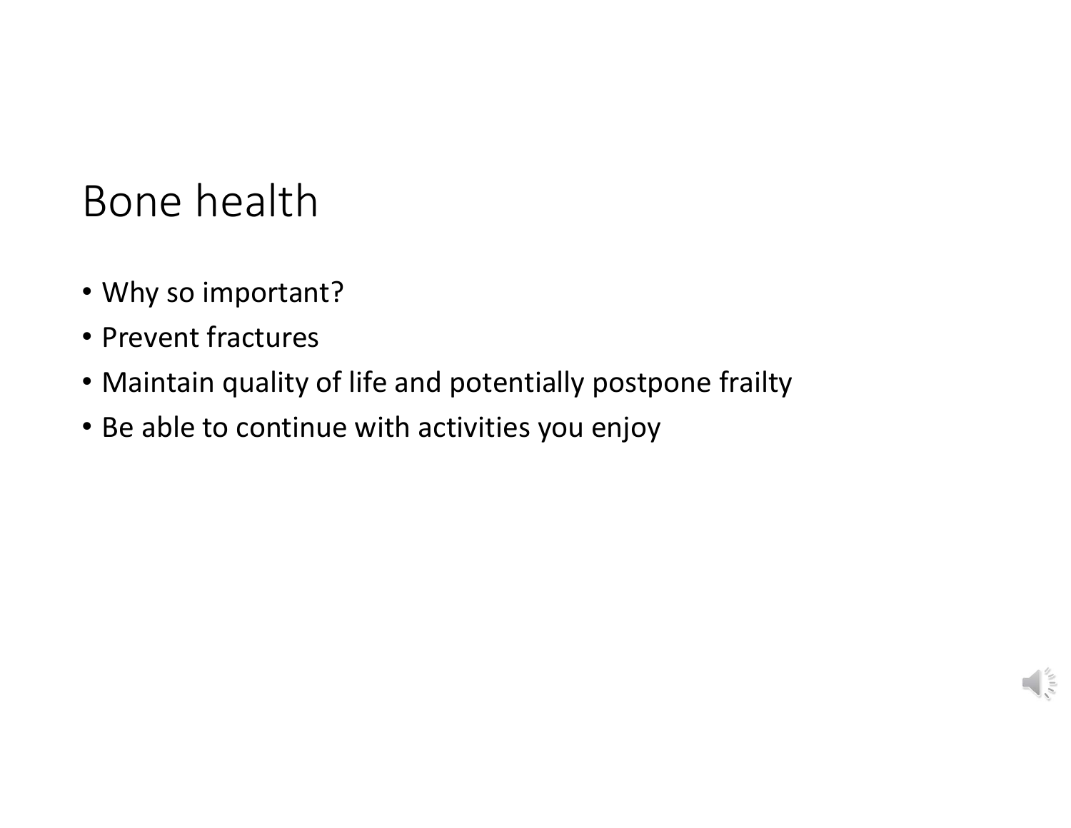# Bone health

- Why so important?
- Prevent fractures
- Maintain quality of life and potentially postpone frailty
- Be able to continue with activities you enjoy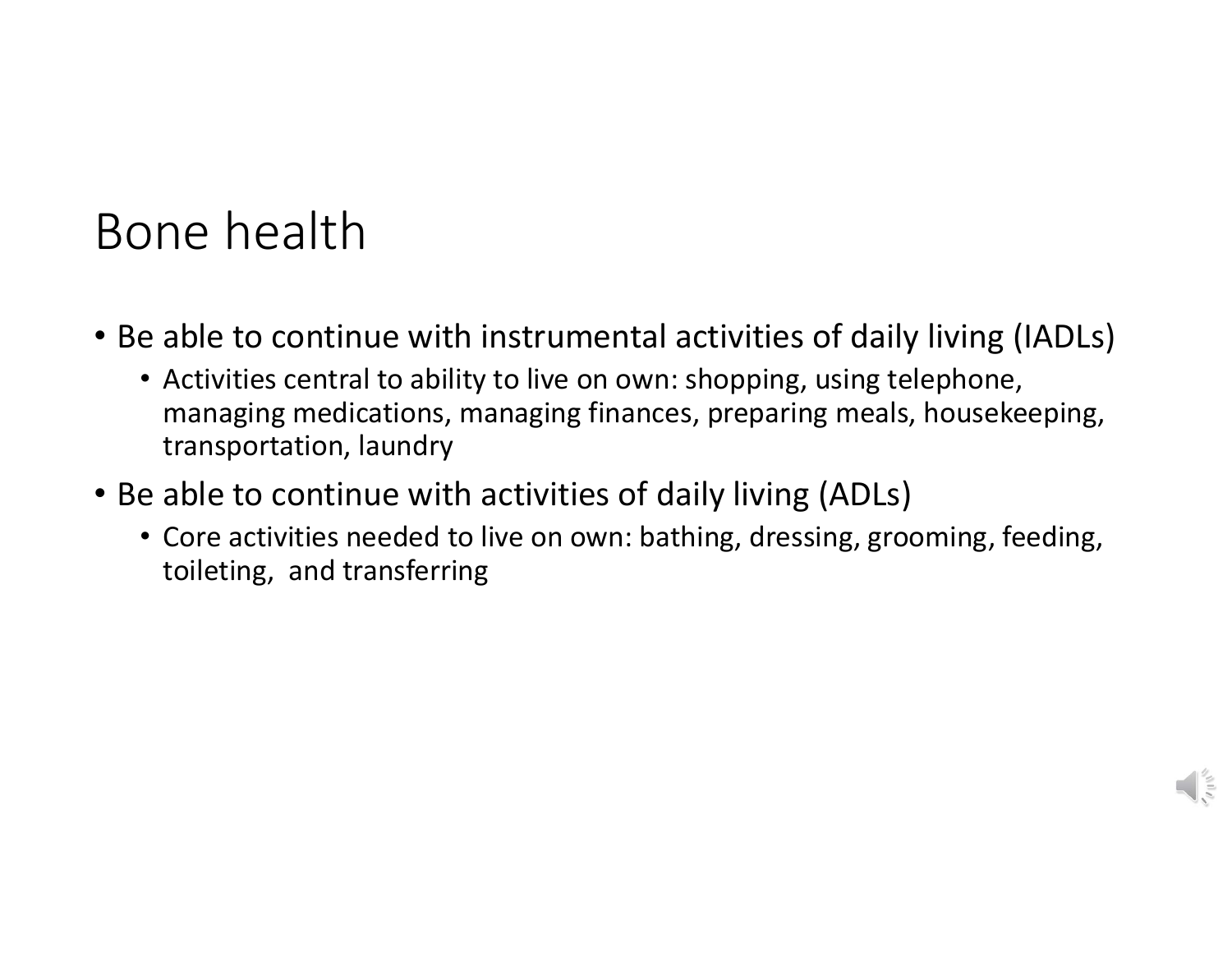# Bone health

- Be able to continue with instrumental activities of daily living (IADLs)
  - Activities central to ability to live on own: shopping, using telephone, managing medications, managing finances, preparing meals, housekeeping, transportation, laundry
- Be able to continue with activities of daily living (ADLs)
  - Core activities needed to live on own: bathing, dressing, grooming, feeding, toileting, and transferring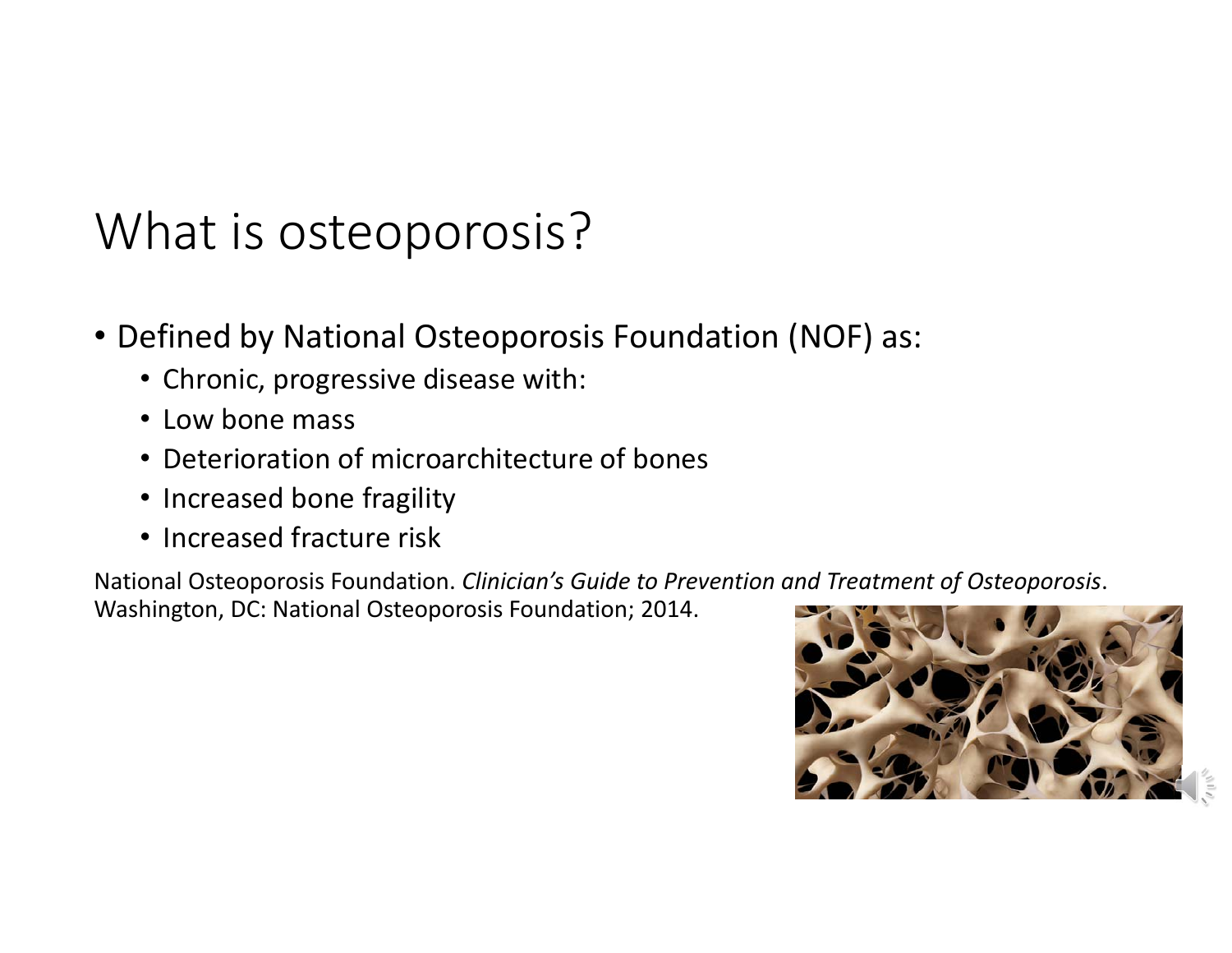# What is osteoporosis?

- Defined by National Osteoporosis Foundation (NOF) as:
  - Chronic, progressive disease with:
  - Low bone mass
  - Deterioration of microarchitecture of bones
  - Increased bone fragility
  - Increased fracture risk

National Osteoporosis Foundation. *Clinician's Guide to Prevention and Treatment of Osteoporosis*. Washington, DC: National Osteoporosis Foundation; 2014.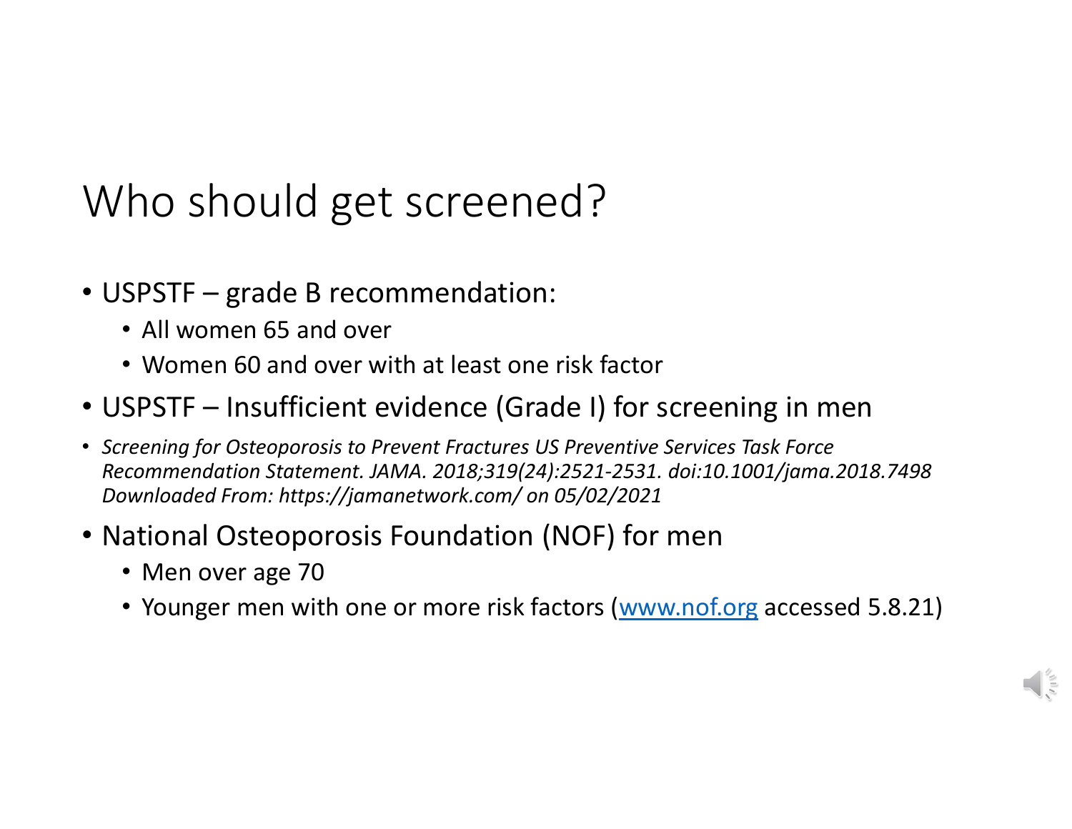# Who should get screened?

- USPSTF – grade B recommendation:
  - All women 65 and over
  - Women 60 and over with at least one risk factor
- USPSTF – Insufficient evidence (Grade I) for screening in men
- *Screening for Osteoporosis to Prevent Fractures US Preventive Services Task Force Recommendation Statement. JAMA. 2018;319(24):2521-2531. doi:10.1001/jama.2018.7498 Downloaded From: https://jamanetwork.com/ on 05/02/2021*
- National Osteoporosis Foundation (NOF) for men
  - Men over age 70
  - Younger men with one or more risk factors ([www.nof.org](http://www.nof.org) accessed 5.8.21)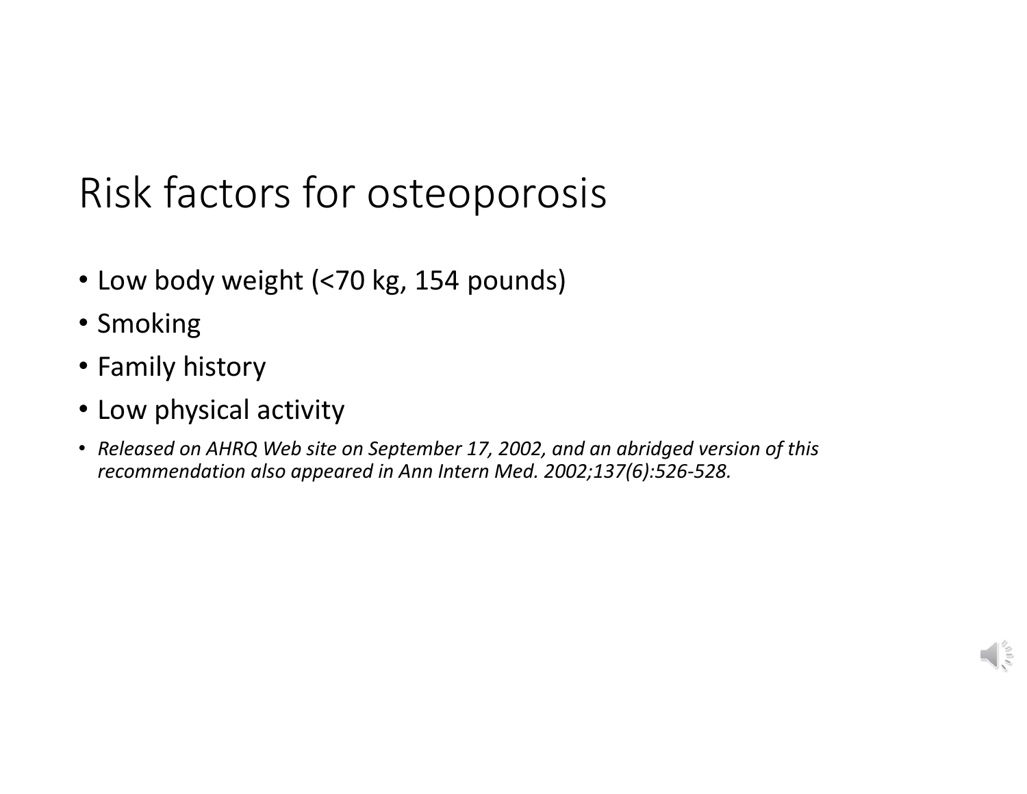# Risk factors for osteoporosis

- Low body weight (<70 kg, 154 pounds)
- Smoking
- Family history
- Low physical activity
- *Released on AHRQ Web site on September 17, 2002, and an abridged version of this recommendation also appeared in Ann Intern Med. 2002;137(6):526-528.*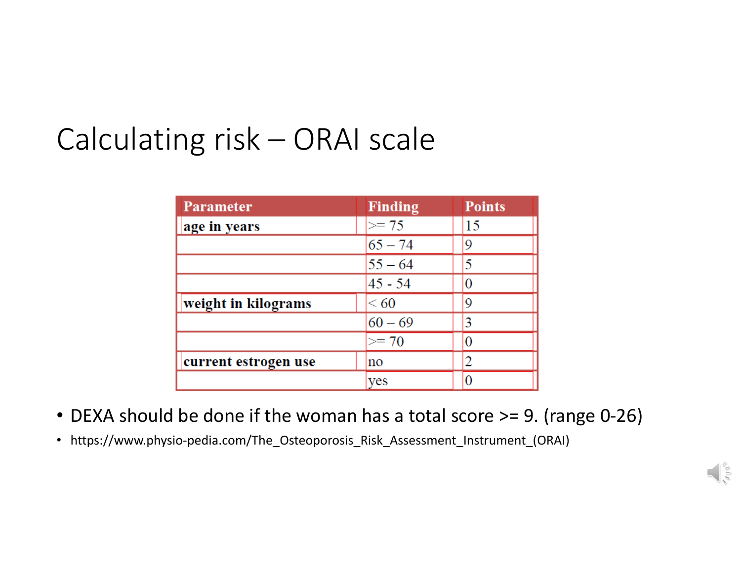# Calculating risk – ORAI scale

| Parameter | Finding | Points |
| --- | --- | --- |
| **age in years** | >= 75 | 15 |
| | 65 – 74 | 9 |
| | 55 – 64 | 5 |
| | 45 - 54 | 0 |
| **weight in kilograms** | < 60 | 9 |
| | 60 – 69 | 3 |
| | >= 70 | 0 |
| **current estrogen use** | no | 2 |
| | yes | 0 |

- DEXA should be done if the woman has a total score >= 9. (range 0-26)
- https://www.physio-pedia.com/The_Osteoporosis_Risk_Assessment_Instrument_(ORAI)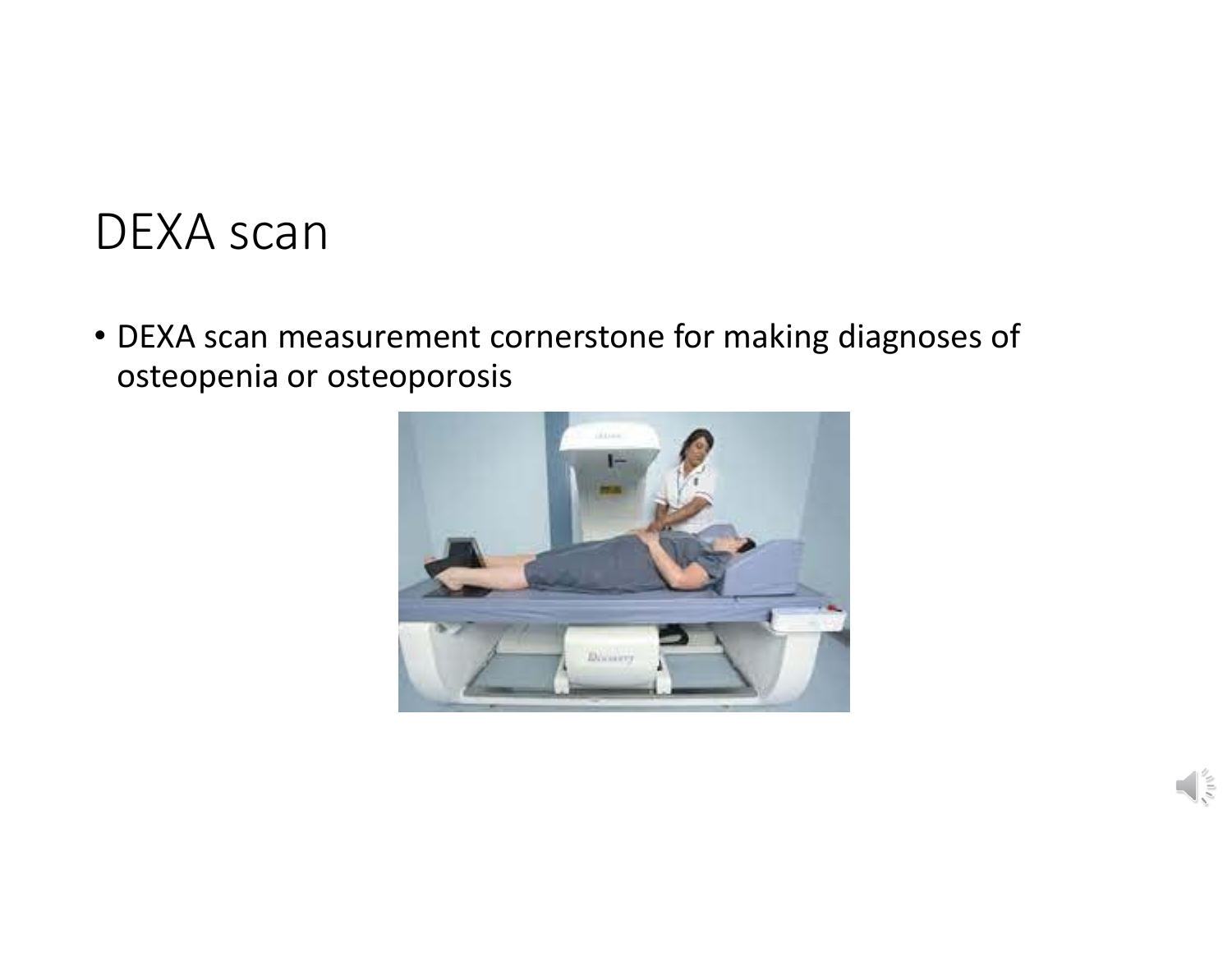# DEXA scan

- DEXA scan measurement cornerstone for making diagnoses of osteopenia or osteoporosis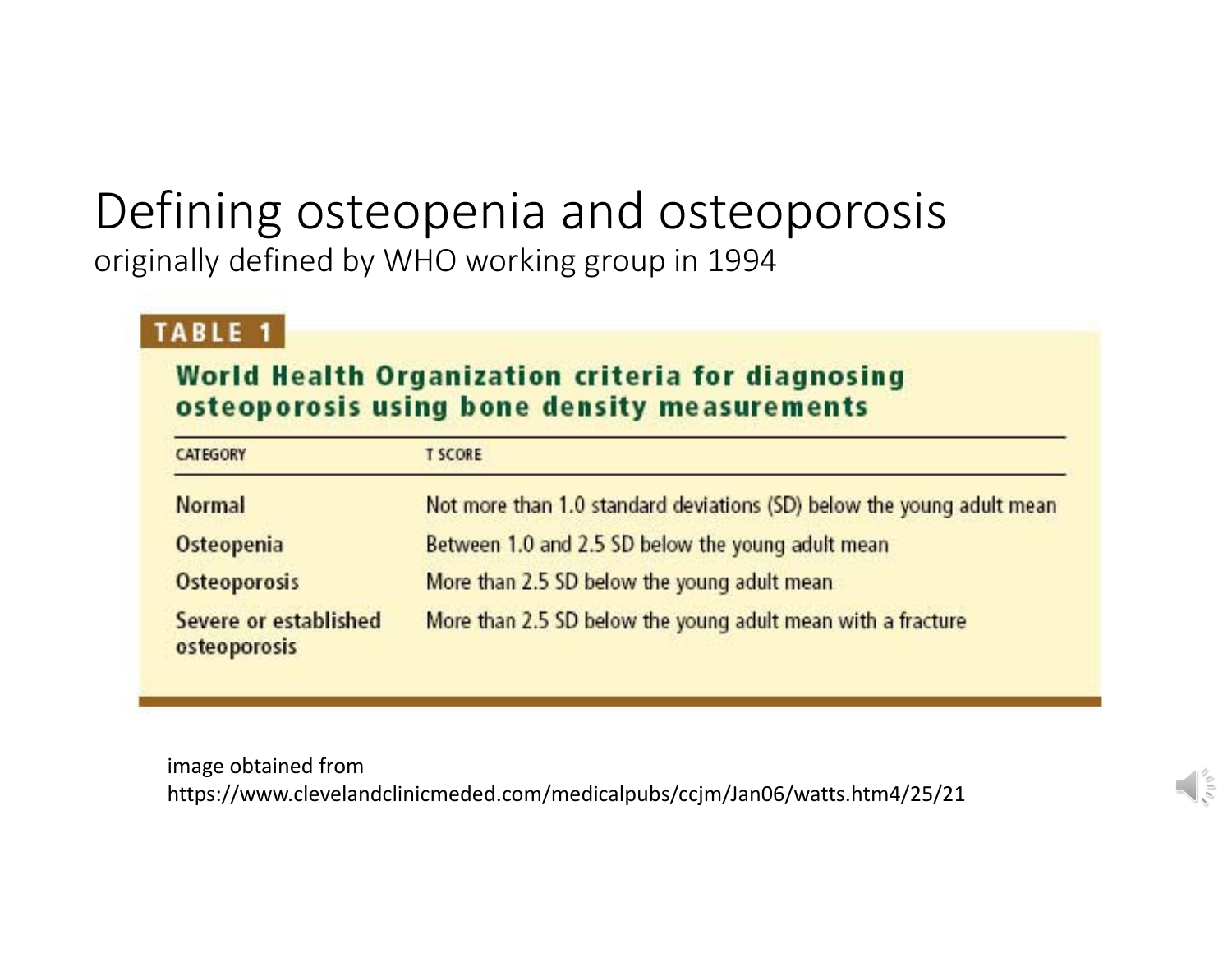# Defining osteopenia and osteoporosis

originally defined by WHO working group in 1994

**TABLE 1**

**World Health Organization criteria for diagnosing osteoporosis using bone density measurements**

| CATEGORY | T SCORE |
|---|---|
| Normal | Not more than 1.0 standard deviations (SD) below the young adult mean |
| Osteopenia | Between 1.0 and 2.5 SD below the young adult mean |
| Osteoporosis | More than 2.5 SD below the young adult mean |
| Severe or established osteoporosis | More than 2.5 SD below the young adult mean with a fracture |

image obtained from
https://www.clevelandclinicmeded.com/medicalpubs/ccjm/Jan06/watts.htm4/25/21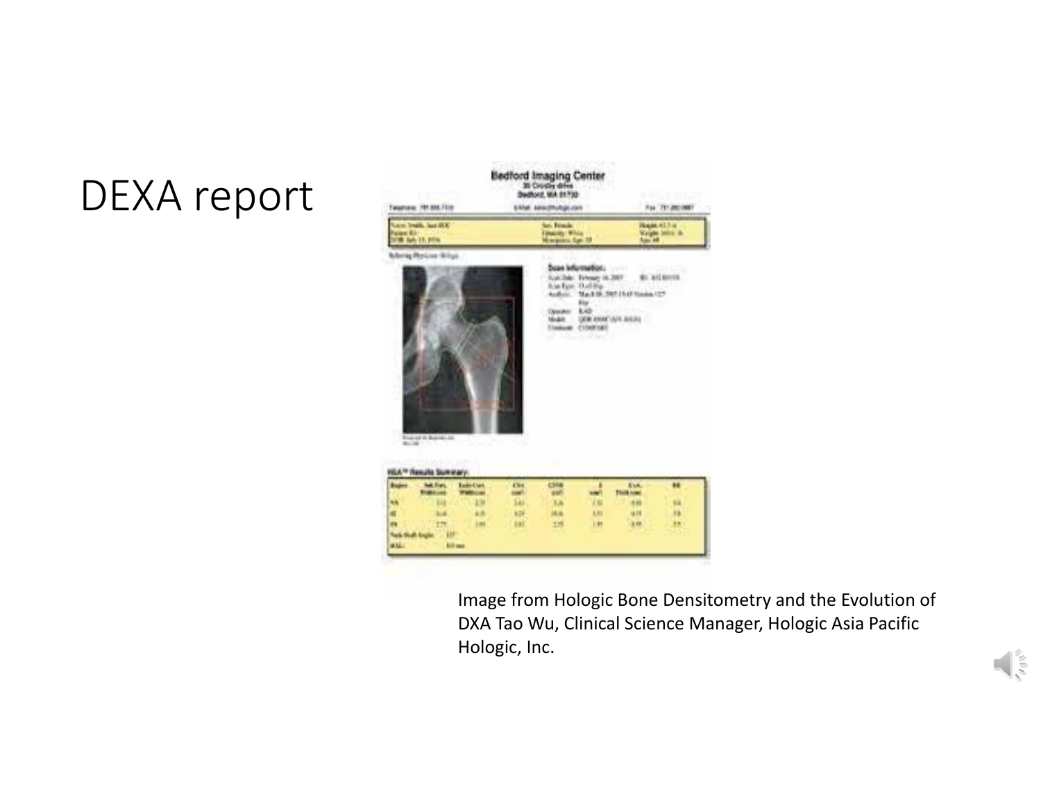# DEXA report

Image from Hologic Bone Densitometry and the Evolution of DXA Tao Wu, Clinical Science Manager, Hologic Asia Pacific Hologic, Inc.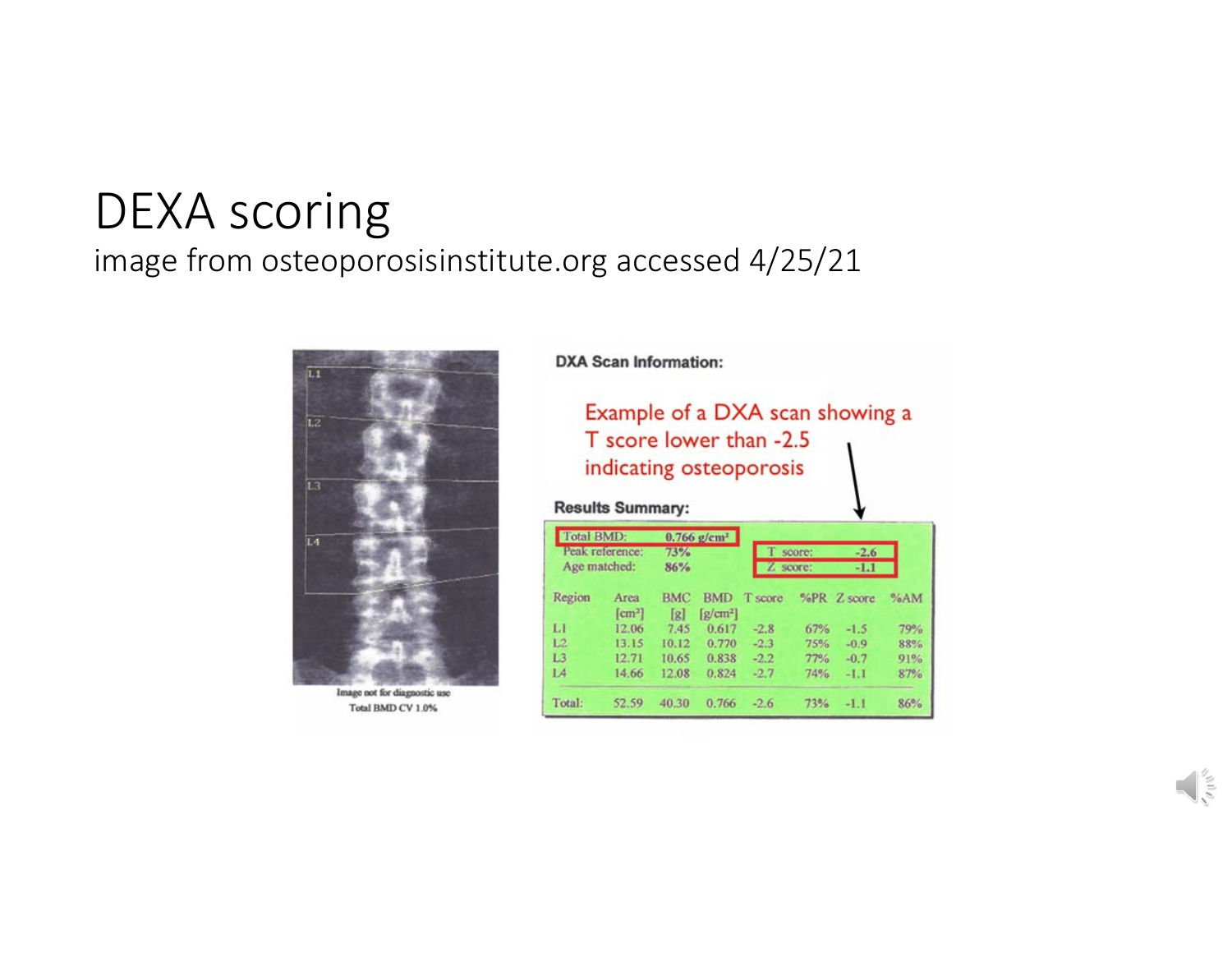# DEXA scoring

image from osteoporosisinstitute.org accessed 4/25/21

Image not for diagnostic use
Total BMD CV 1.0%

**DXA Scan Information:**

Example of a DXA scan showing a T score lower than -2.5 indicating osteoporosis

**Results Summary:**

Total BMD: 0.766 g/cm²
Peak reference: 73%
Age matched: 86%

T score: -2.6
Z score: -1.1

| Region | Area [cm²] | BMC [g] | BMD [g/cm²] | T score | %PR | Z score | %AM |
|---|---|---|---|---|---|---|---|
| L1 | 12.06 | 7.45 | 0.617 | -2.8 | 67% | -1.5 | 79% |
| L2 | 13.15 | 10.12 | 0.770 | -2.3 | 75% | -0.9 | 88% |
| L3 | 12.71 | 10.65 | 0.838 | -2.2 | 77% | -0.7 | 91% |
| L4 | 14.66 | 12.08 | 0.824 | -2.7 | 74% | -1.1 | 87% |
| Total: | 52.59 | 40.30 | 0.766 | -2.6 | 73% | -1.1 | 86% |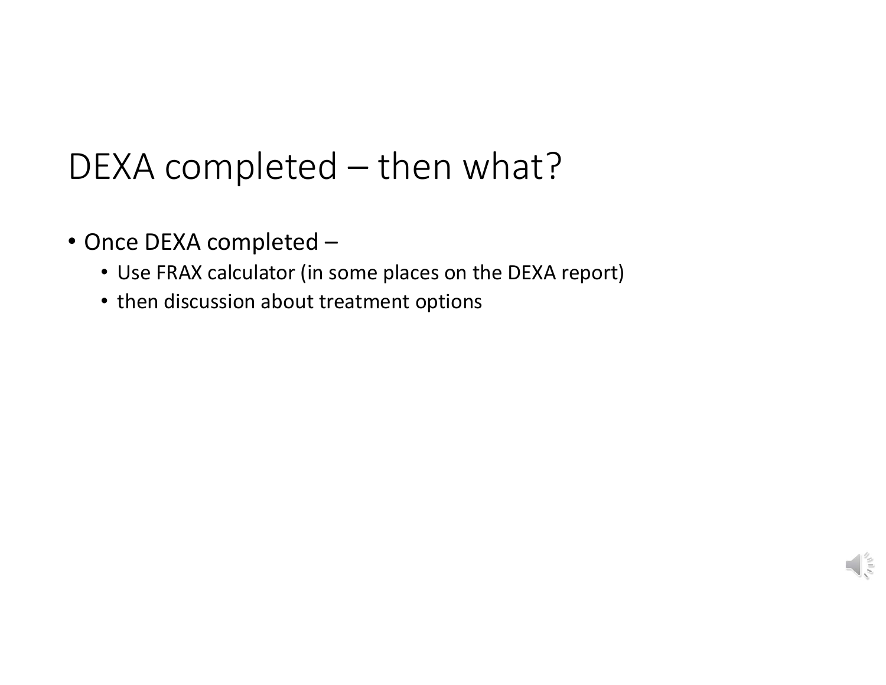# DEXA completed – then what?

- Once DEXA completed –
  - Use FRAX calculator (in some places on the DEXA report)
  - then discussion about treatment options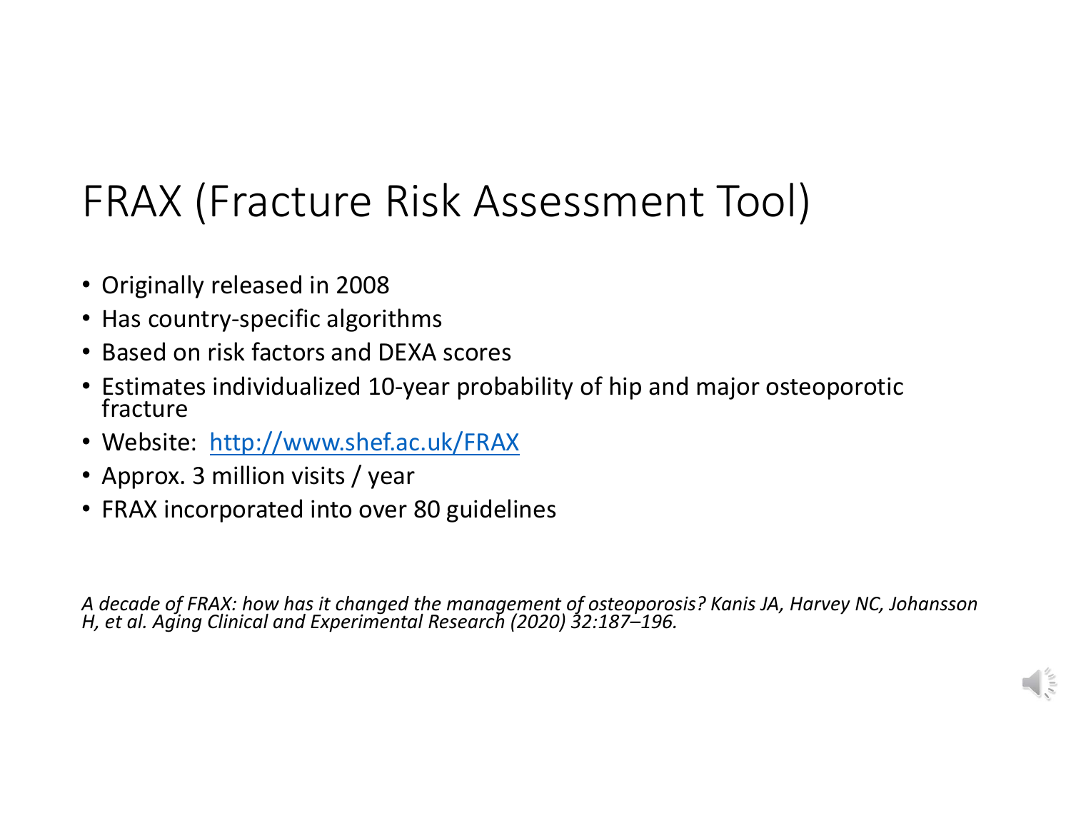# FRAX (Fracture Risk Assessment Tool)

- Originally released in 2008
- Has country-specific algorithms
- Based on risk factors and DEXA scores
- Estimates individualized 10-year probability of hip and major osteoporotic fracture
- Website: [http://www.shef.ac.uk/FRAX](http://www.shef.ac.uk/FRAX)
- Approx. 3 million visits / year
- FRAX incorporated into over 80 guidelines

*A decade of FRAX: how has it changed the management of osteoporosis? Kanis JA, Harvey NC, Johansson H, et al. Aging Clinical and Experimental Research (2020) 32:187–196.*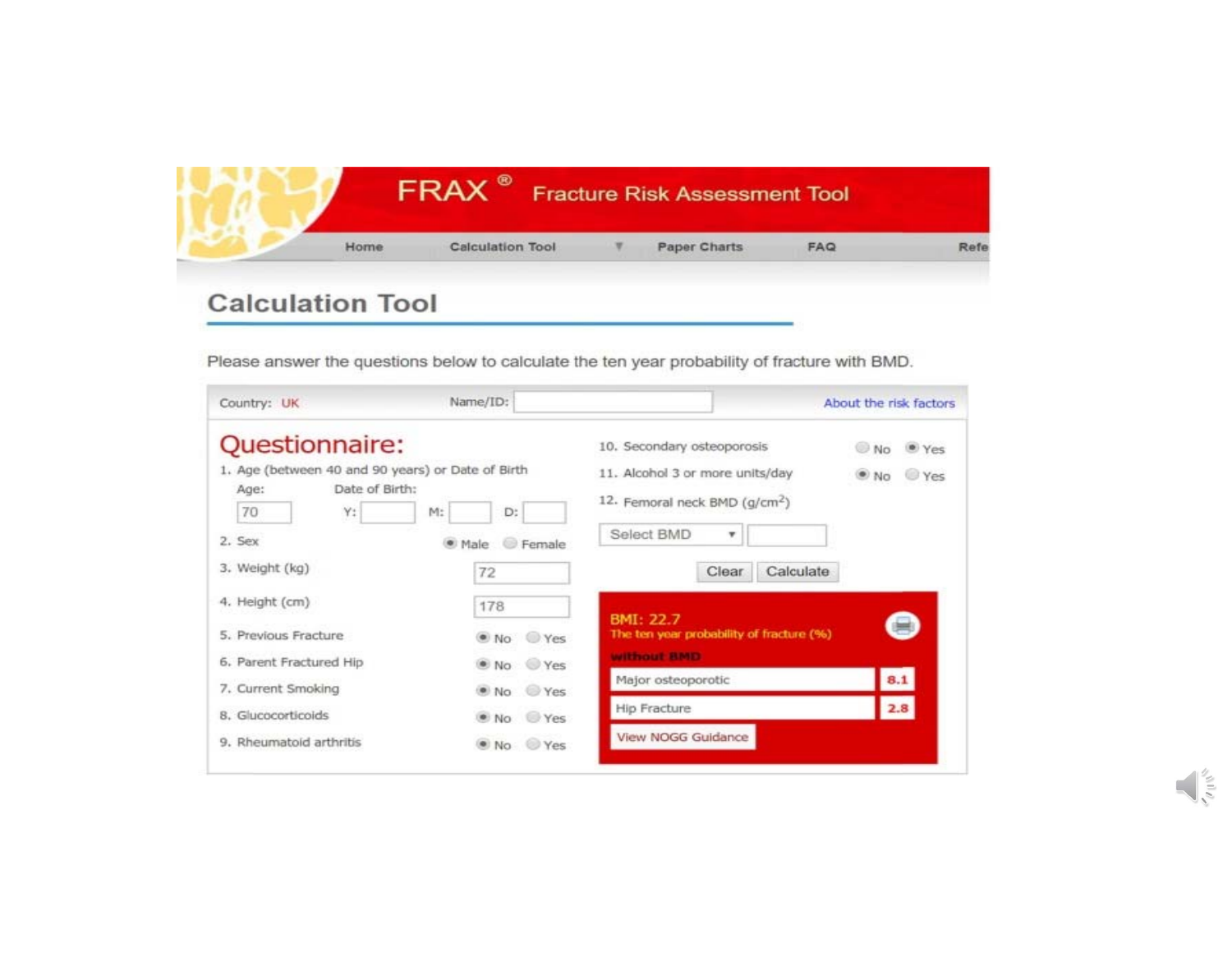# FRAX® Fracture Risk Assessment Tool

Home | Calculation Tool | Paper Charts | FAQ | Refe

## Calculation Tool

Please answer the questions below to calculate the ten year probability of fracture with BMD.

Country: UK    Name/ID:    About the risk factors

### Questionnaire:

1. Age (between 40 and 90 years) or Date of Birth
   Age: 70    Date of Birth: Y: M: D:
2. Sex: Male (selected) / Female
3. Weight (kg): 72
4. Height (cm): 178
5. Previous Fracture: No (selected) / Yes
6. Parent Fractured Hip: No (selected) / Yes
7. Current Smoking: No (selected) / Yes
8. Glucocorticoids: No (selected) / Yes
9. Rheumatoid arthritis: No (selected) / Yes
10. Secondary osteoporosis: No / Yes (selected)
11. Alcohol 3 or more units/day: No (selected) / Yes
12. Femoral neck BMD ($g/cm^2$): Select BMD

Clear | Calculate

BMI: 22.7
The ten year probability of fracture (%)
without BMD

| | |
|---|---|
| Major osteoporotic | 8.1 |
| Hip Fracture | 2.8 |

View NOGG Guidance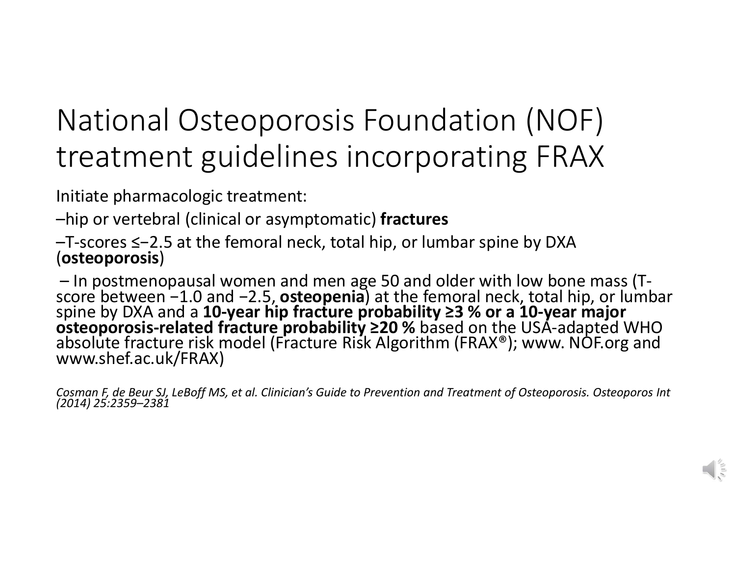# National Osteoporosis Foundation (NOF) treatment guidelines incorporating FRAX

Initiate pharmacologic treatment:

–hip or vertebral (clinical or asymptomatic) **fractures**

–T-scores ≤−2.5 at the femoral neck, total hip, or lumbar spine by DXA (**osteoporosis**)

– In postmenopausal women and men age 50 and older with low bone mass (T-score between −1.0 and −2.5, **osteopenia**) at the femoral neck, total hip, or lumbar spine by DXA and a **10-year hip fracture probability ≥3 % or a 10-year major osteoporosis-related fracture probability ≥20 %** based on the USA-adapted WHO absolute fracture risk model (Fracture Risk Algorithm (FRAX®); www. NOF.org and www.shef.ac.uk/FRAX)

*Cosman F, de Beur SJ, LeBoff MS, et al. Clinician's Guide to Prevention and Treatment of Osteoporosis. Osteoporos Int (2014) 25:2359–2381*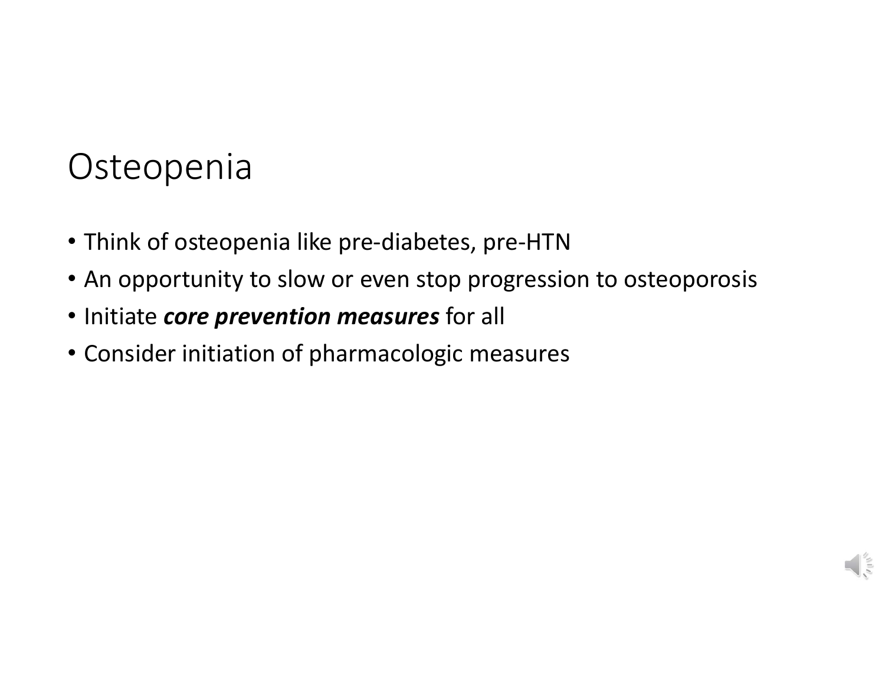# Osteopenia

- Think of osteopenia like pre-diabetes, pre-HTN
- An opportunity to slow or even stop progression to osteoporosis
- Initiate ***core prevention measures*** for all
- Consider initiation of pharmacologic measures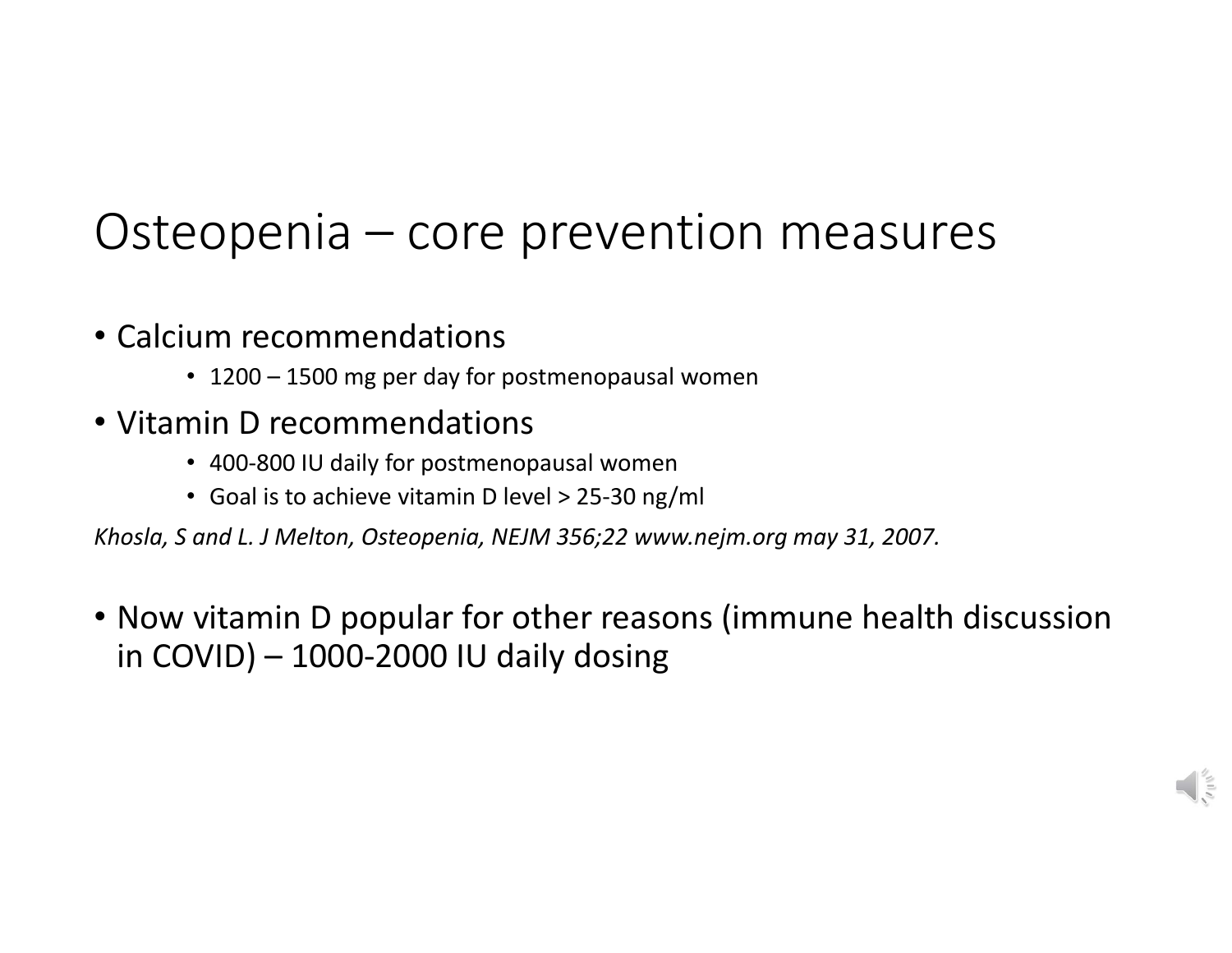# Osteopenia – core prevention measures

- Calcium recommendations
  - 1200 – 1500 mg per day for postmenopausal women
- Vitamin D recommendations
  - 400-800 IU daily for postmenopausal women
  - Goal is to achieve vitamin D level > 25-30 ng/ml

*Khosla, S and L. J Melton, Osteopenia, NEJM 356;22 www.nejm.org may 31, 2007.*

- Now vitamin D popular for other reasons (immune health discussion in COVID) – 1000-2000 IU daily dosing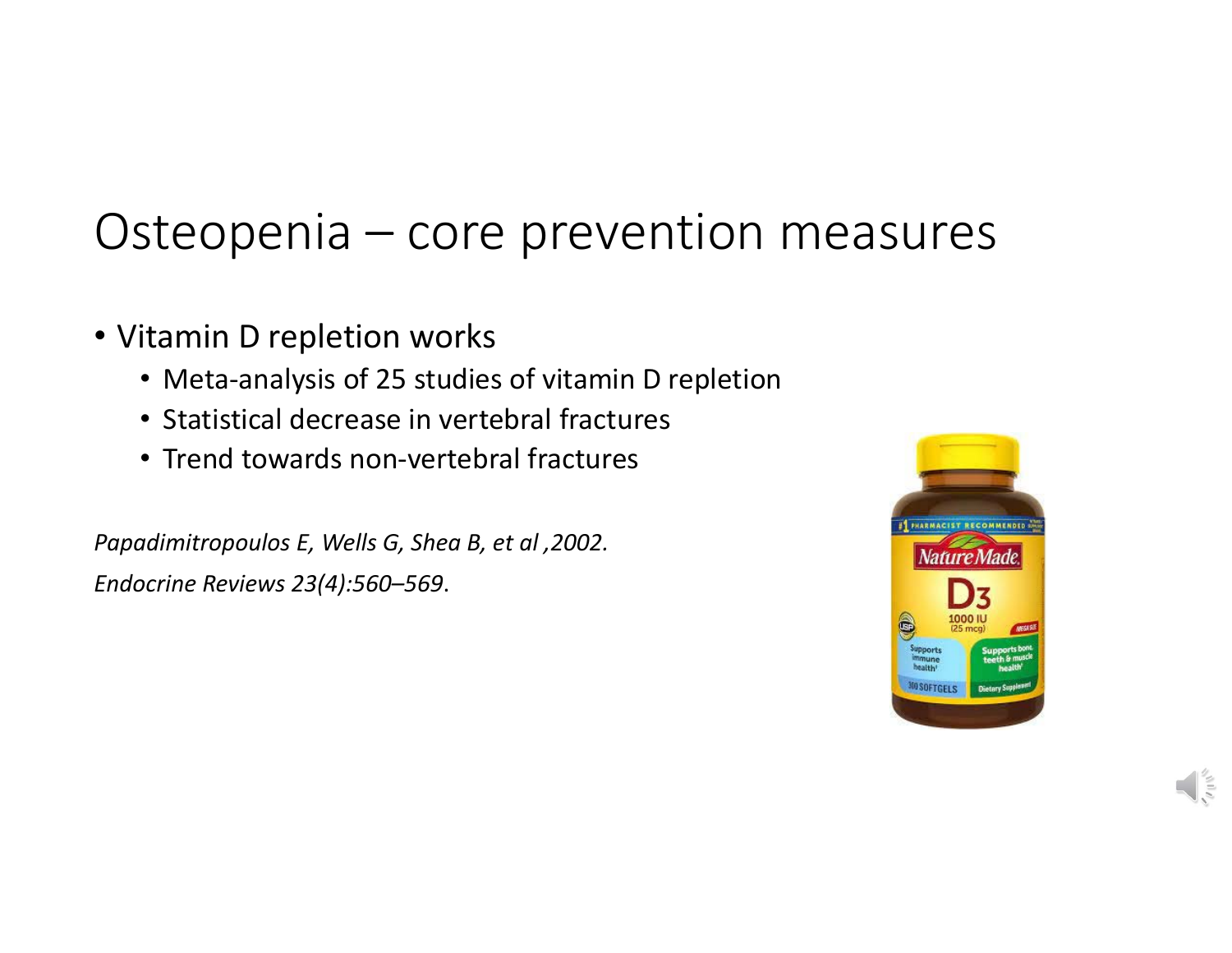# Osteopenia – core prevention measures

- Vitamin D repletion works
  - Meta-analysis of 25 studies of vitamin D repletion
  - Statistical decrease in vertebral fractures
  - Trend towards non-vertebral fractures

*Papadimitropoulos E, Wells G, Shea B, et al ,2002.*

*Endocrine Reviews 23(4):560–569.*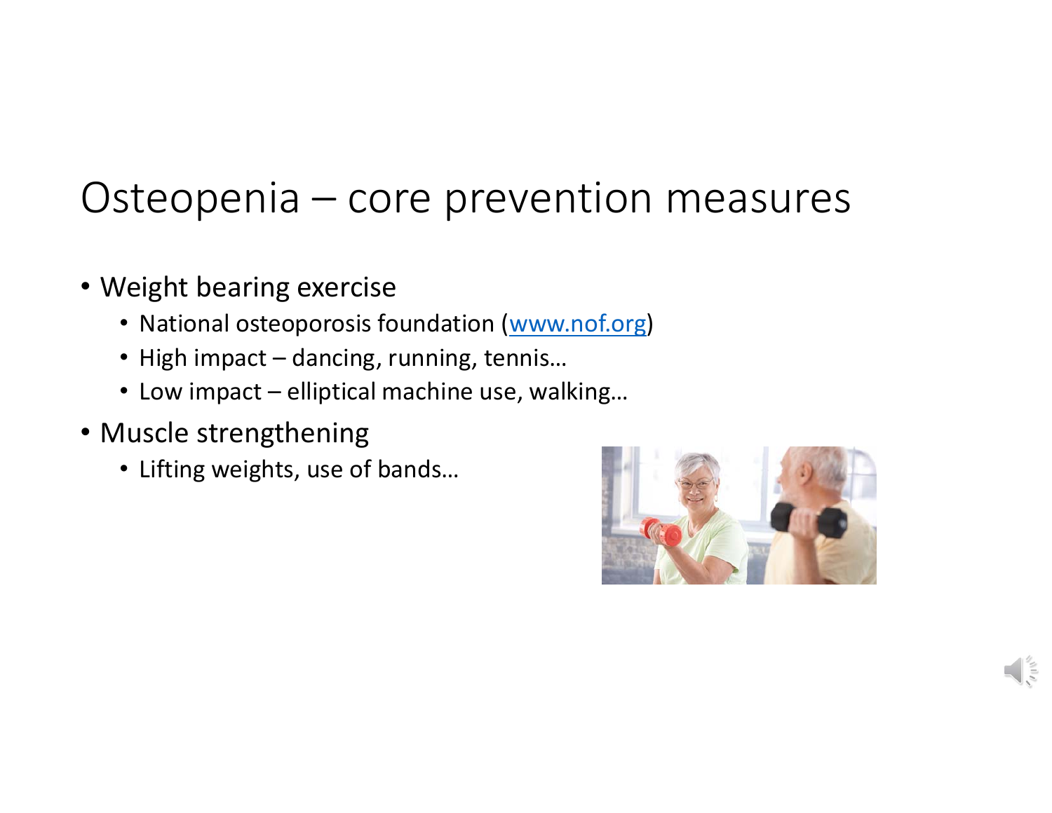# Osteopenia – core prevention measures

- Weight bearing exercise
  - National osteoporosis foundation (www.nof.org)
  - High impact – dancing, running, tennis…
  - Low impact – elliptical machine use, walking…
- Muscle strengthening
  - Lifting weights, use of bands…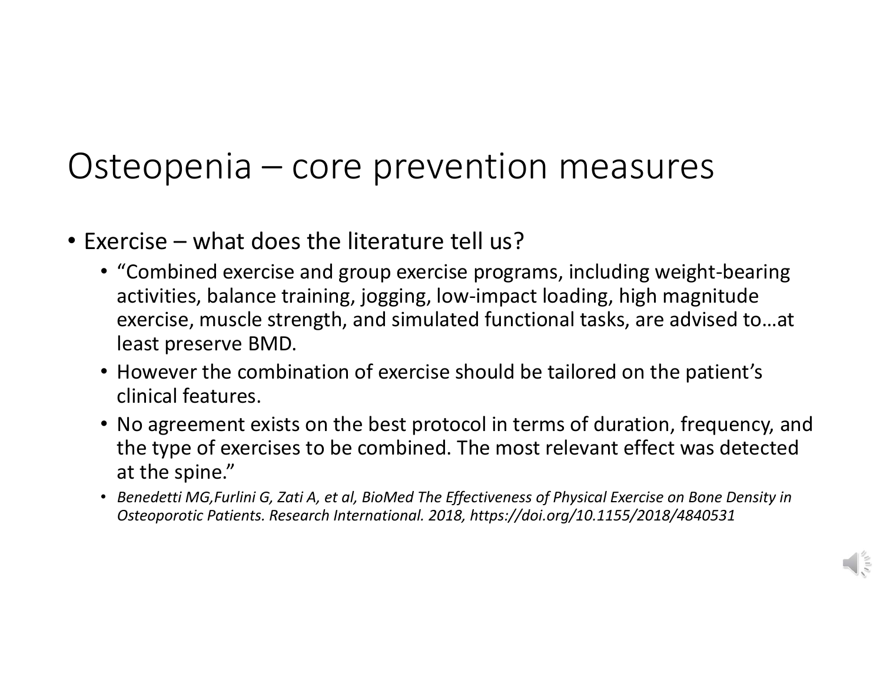# Osteopenia – core prevention measures

- Exercise – what does the literature tell us?
  - "Combined exercise and group exercise programs, including weight-bearing activities, balance training, jogging, low-impact loading, high magnitude exercise, muscle strength, and simulated functional tasks, are advised to…at least preserve BMD.
  - However the combination of exercise should be tailored on the patient's clinical features.
  - No agreement exists on the best protocol in terms of duration, frequency, and the type of exercises to be combined. The most relevant effect was detected at the spine."
  - *Benedetti MG,Furlini G, Zati A, et al, BioMed The Effectiveness of Physical Exercise on Bone Density in Osteoporotic Patients. Research International. 2018, https://doi.org/10.1155/2018/4840531*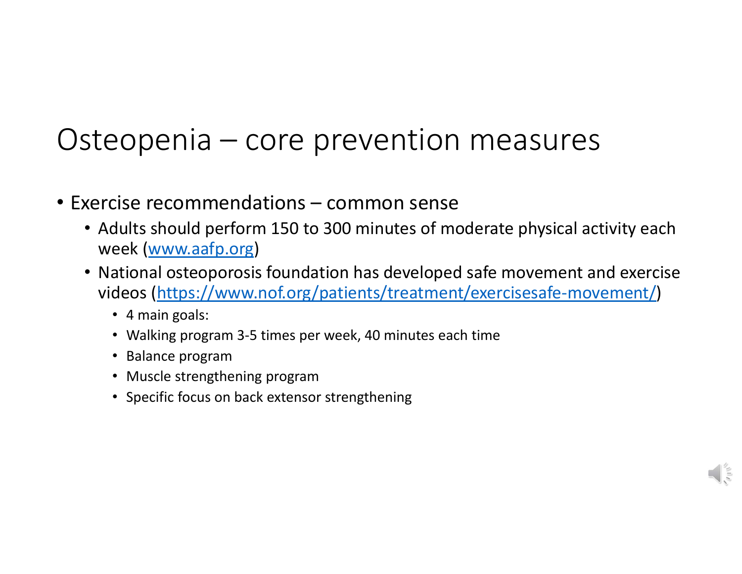# Osteopenia – core prevention measures

- Exercise recommendations – common sense
  - Adults should perform 150 to 300 minutes of moderate physical activity each week ([www.aafp.org](www.aafp.org))
  - National osteoporosis foundation has developed safe movement and exercise videos ([https://www.nof.org/patients/treatment/exercisesafe-movement/](https://www.nof.org/patients/treatment/exercisesafe-movement/))
    - 4 main goals:
    - Walking program 3-5 times per week, 40 minutes each time
    - Balance program
    - Muscle strengthening program
    - Specific focus on back extensor strengthening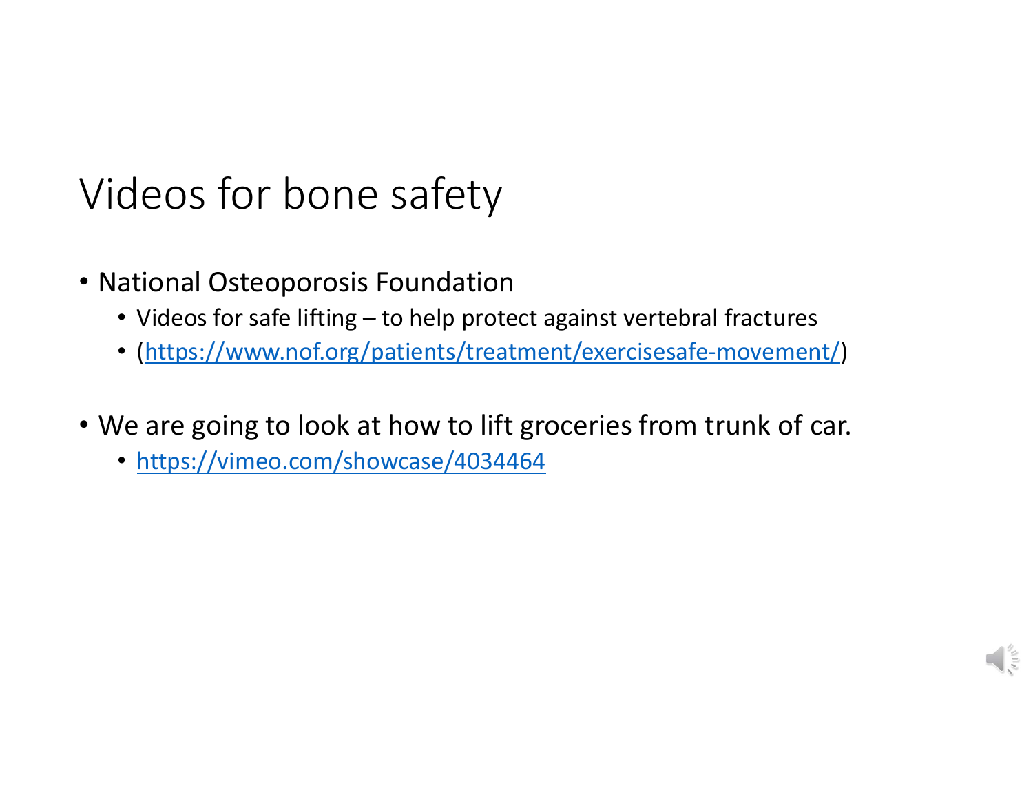# Videos for bone safety

- National Osteoporosis Foundation
  - Videos for safe lifting – to help protect against vertebral fractures
  - (https://www.nof.org/patients/treatment/exercisesafe-movement/)

- We are going to look at how to lift groceries from trunk of car.
  - https://vimeo.com/showcase/4034464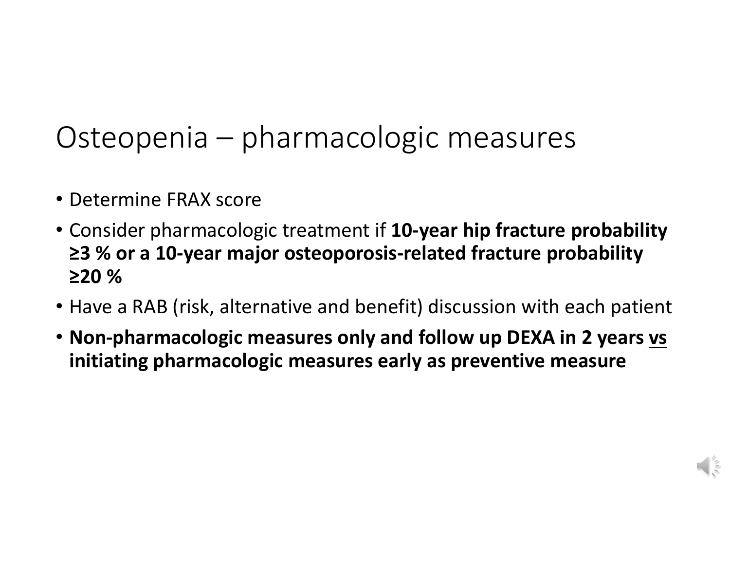# Osteopenia – pharmacologic measures

- Determine FRAX score
- Consider pharmacologic treatment if **10-year hip fracture probability ≥3 % or a 10-year major osteoporosis-related fracture probability ≥20 %**
- Have a RAB (risk, alternative and benefit) discussion with each patient
- **Non-pharmacologic measures only and follow up DEXA in 2 years <u>vs</u> initiating pharmacologic measures early as preventive measure**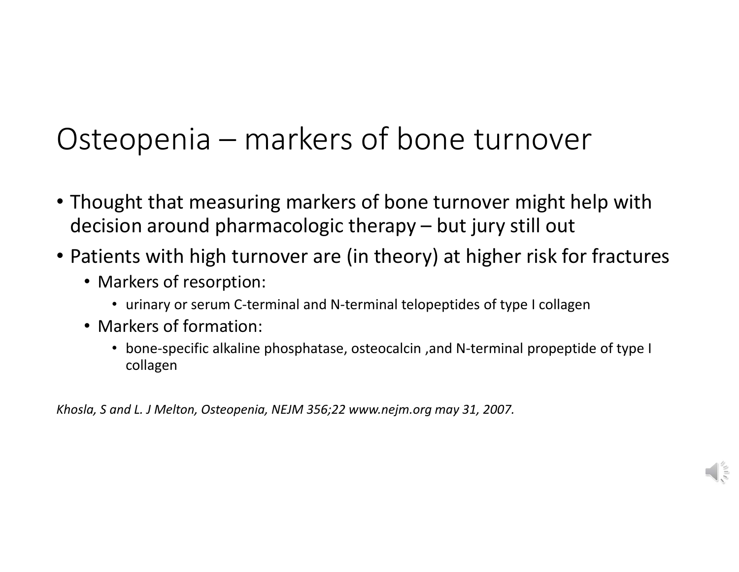# Osteopenia – markers of bone turnover

- Thought that measuring markers of bone turnover might help with decision around pharmacologic therapy – but jury still out
- Patients with high turnover are (in theory) at higher risk for fractures
  - Markers of resorption:
    - urinary or serum C-terminal and N-terminal telopeptides of type I collagen
  - Markers of formation:
    - bone-specific alkaline phosphatase, osteocalcin ,and N-terminal propeptide of type I collagen

*Khosla, S and L. J Melton, Osteopenia, NEJM 356;22 www.nejm.org may 31, 2007.*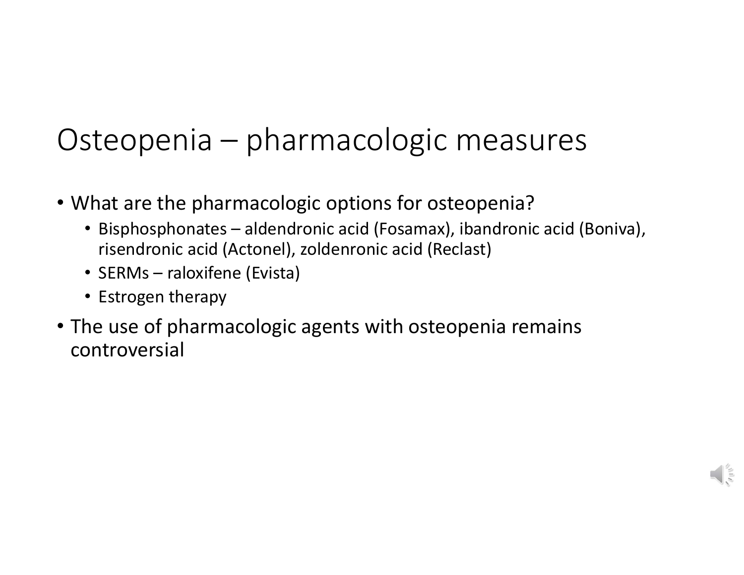# Osteopenia – pharmacologic measures

- What are the pharmacologic options for osteopenia?
  - Bisphosphonates – aldendronic acid (Fosamax), ibandronic acid (Boniva), risendronic acid (Actonel), zoldenronic acid (Reclast)
  - SERMs – raloxifene (Evista)
  - Estrogen therapy
- The use of pharmacologic agents with osteopenia remains controversial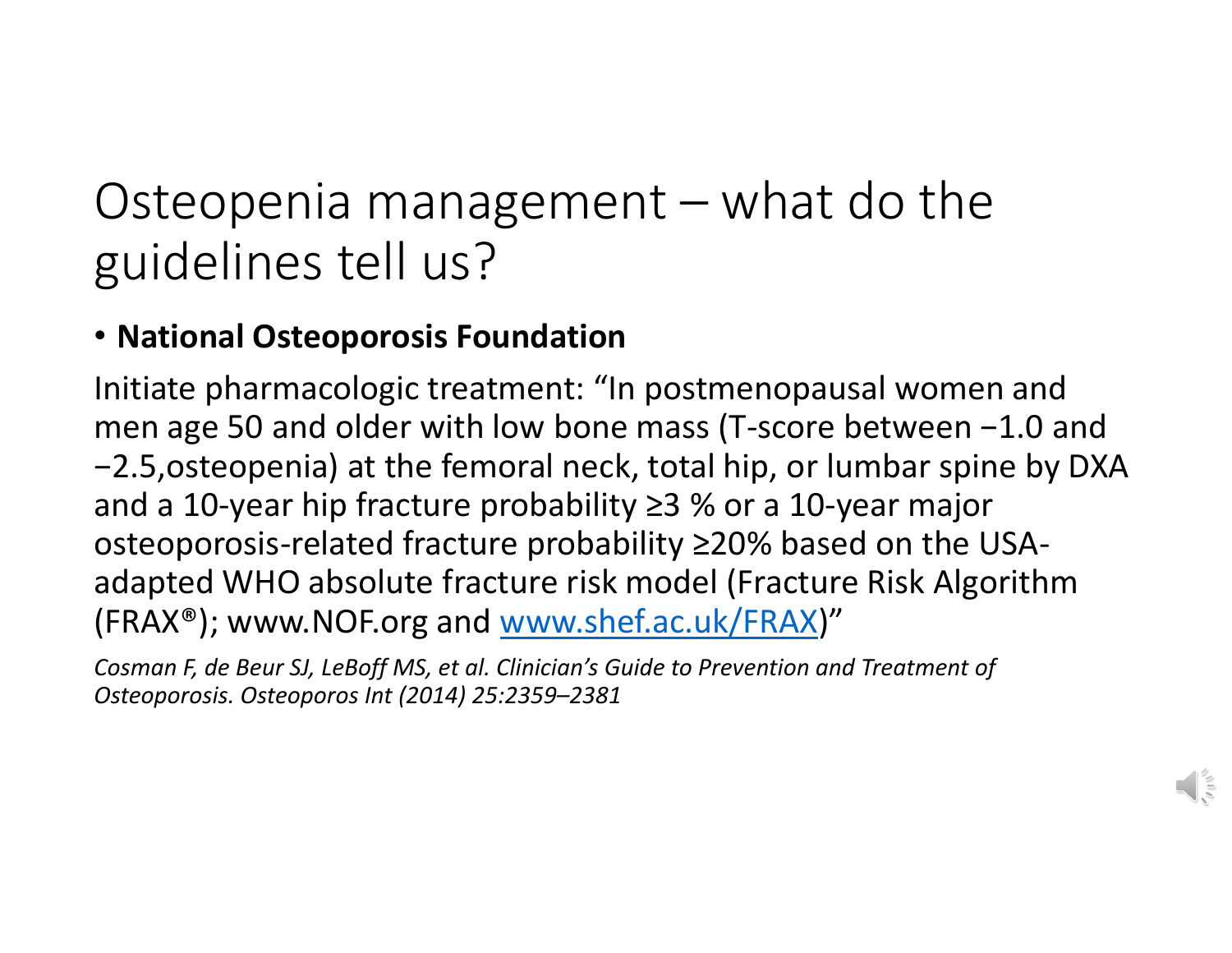# Osteopenia management – what do the guidelines tell us?

- **National Osteoporosis Foundation**

Initiate pharmacologic treatment: “In postmenopausal women and men age 50 and older with low bone mass (T-score between −1.0 and −2.5,osteopenia) at the femoral neck, total hip, or lumbar spine by DXA and a 10-year hip fracture probability ≥3 % or a 10-year major osteoporosis-related fracture probability ≥20% based on the USA-adapted WHO absolute fracture risk model (Fracture Risk Algorithm (FRAX®); www.NOF.org and www.shef.ac.uk/FRAX)”

*Cosman F, de Beur SJ, LeBoff MS, et al. Clinician’s Guide to Prevention and Treatment of Osteoporosis. Osteoporos Int (2014) 25:2359–2381*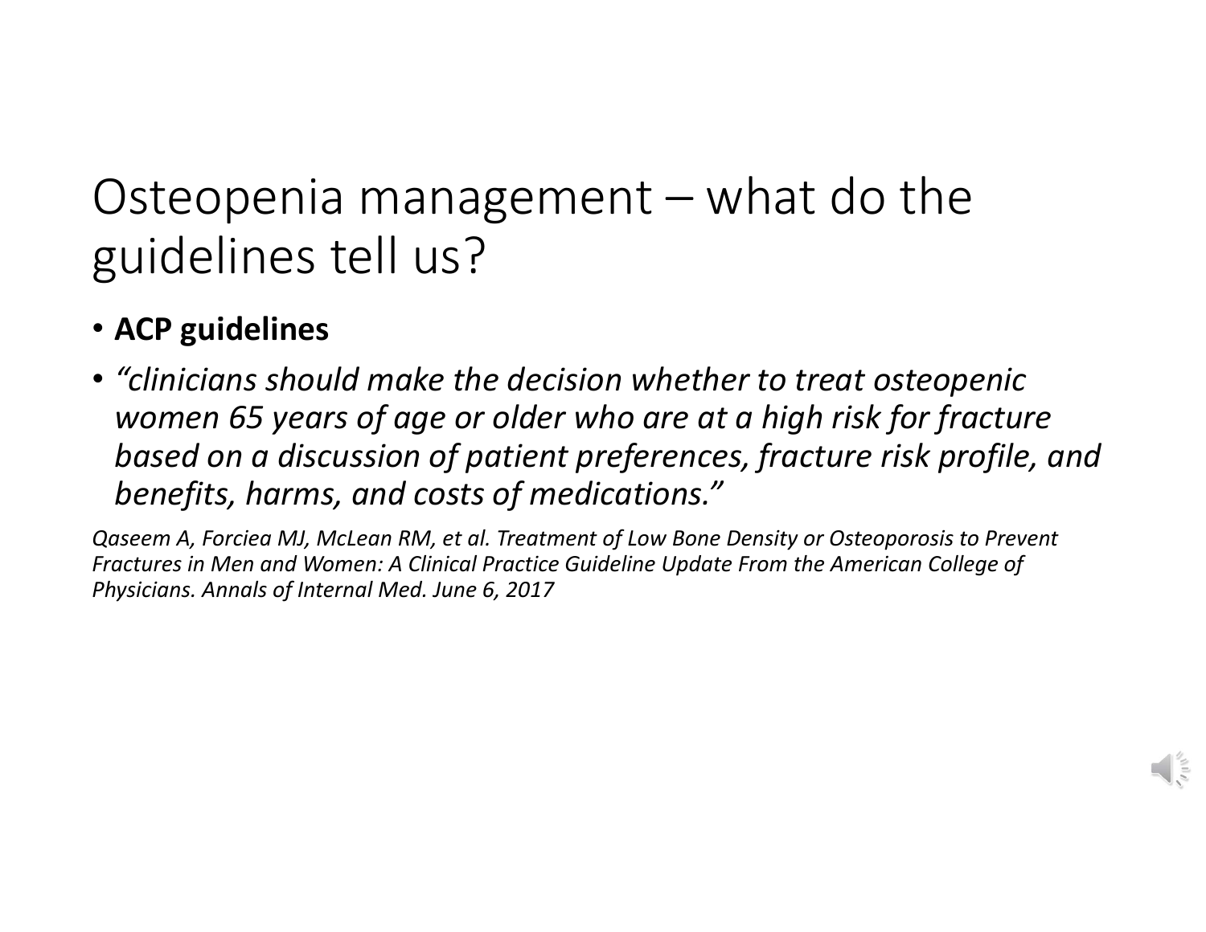# Osteopenia management – what do the guidelines tell us?

- **ACP guidelines**
- *"clinicians should make the decision whether to treat osteopenic women 65 years of age or older who are at a high risk for fracture based on a discussion of patient preferences, fracture risk profile, and benefits, harms, and costs of medications."*

*Qaseem A, Forciea MJ, McLean RM, et al. Treatment of Low Bone Density or Osteoporosis to Prevent Fractures in Men and Women: A Clinical Practice Guideline Update From the American College of Physicians. Annals of Internal Med. June 6, 2017*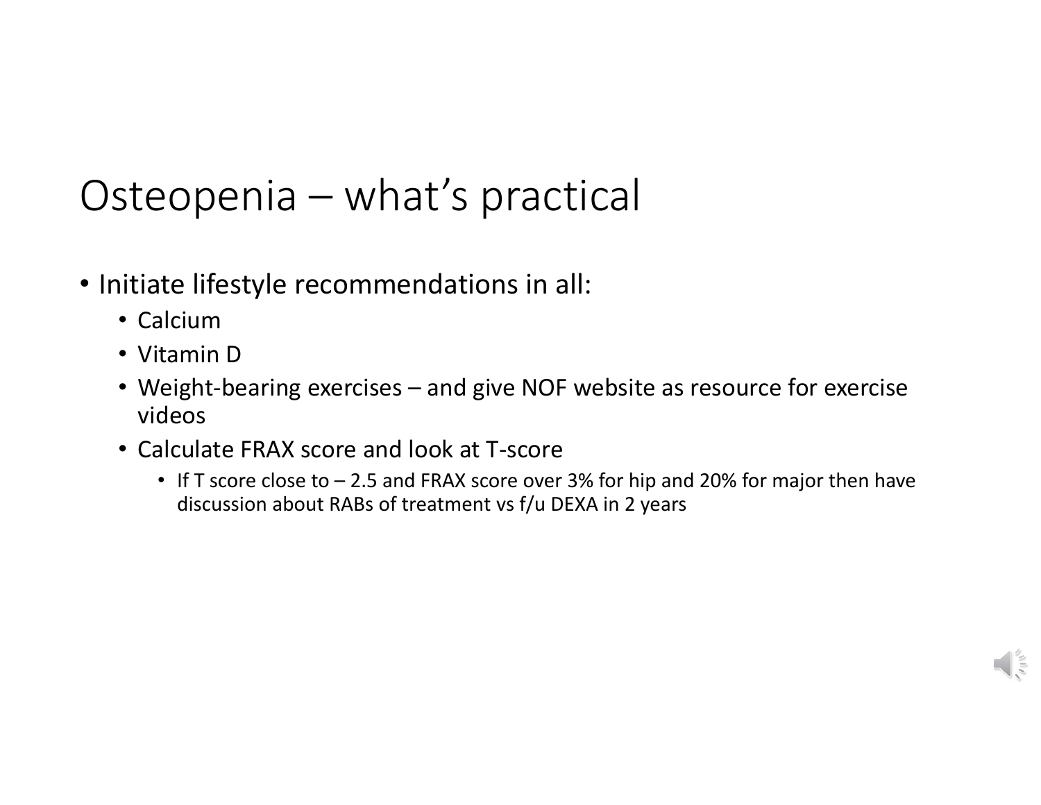# Osteopenia – what's practical

- Initiate lifestyle recommendations in all:
  - Calcium
  - Vitamin D
  - Weight-bearing exercises – and give NOF website as resource for exercise videos
  - Calculate FRAX score and look at T-score
    - If T score close to – 2.5 and FRAX score over 3% for hip and 20% for major then have discussion about RABs of treatment vs f/u DEXA in 2 years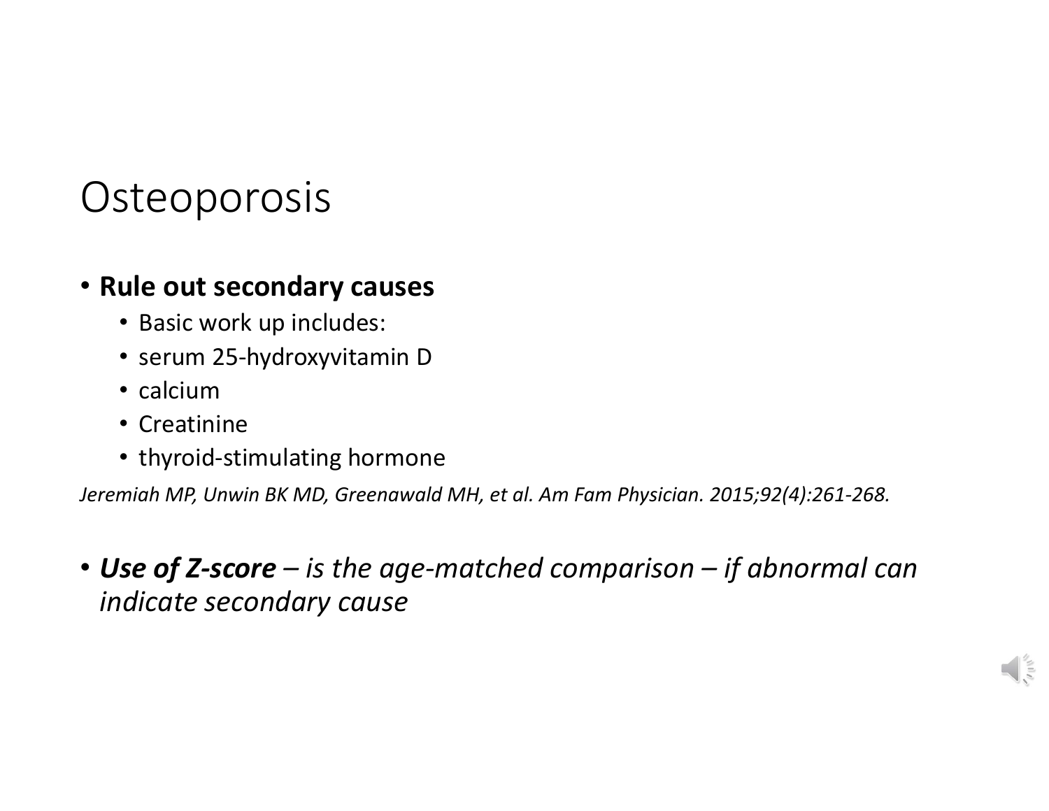# Osteoporosis

- **Rule out secondary causes**
  - Basic work up includes:
  - serum 25-hydroxyvitamin D
  - calcium
  - Creatinine
  - thyroid-stimulating hormone

*Jeremiah MP, Unwin BK MD, Greenawald MH, et al. Am Fam Physician. 2015;92(4):261-268.*

- ***Use of Z-score** – is the age-matched comparison – if abnormal can indicate secondary cause*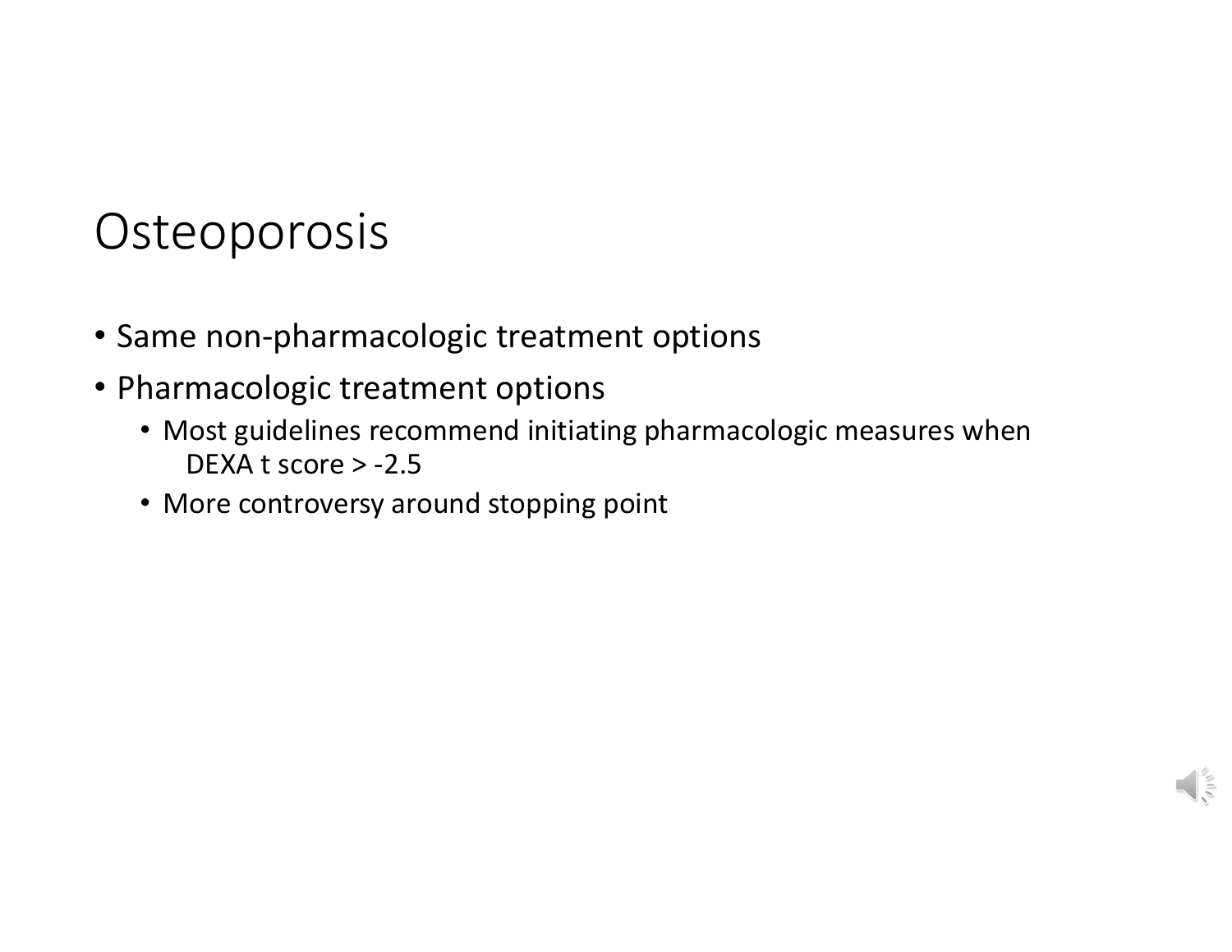# Osteoporosis

- Same non-pharmacologic treatment options
- Pharmacologic treatment options
  - Most guidelines recommend initiating pharmacologic measures when DEXA t score > -2.5
  - More controversy around stopping point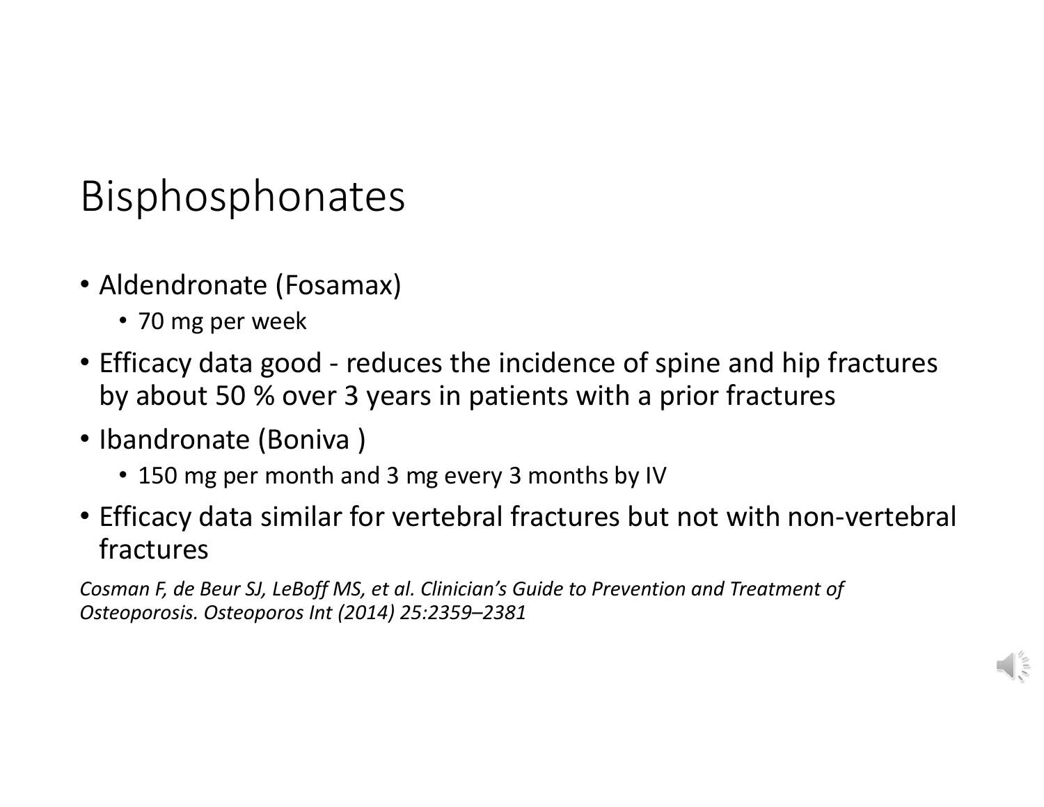# Bisphosphonates

- Aldendronate (Fosamax)
  - 70 mg per week
- Efficacy data good - reduces the incidence of spine and hip fractures by about 50 % over 3 years in patients with a prior fractures
- Ibandronate (Boniva )
  - 150 mg per month and 3 mg every 3 months by IV
- Efficacy data similar for vertebral fractures but not with non-vertebral fractures

*Cosman F, de Beur SJ, LeBoff MS, et al. Clinician's Guide to Prevention and Treatment of Osteoporosis. Osteoporos Int (2014) 25:2359–2381*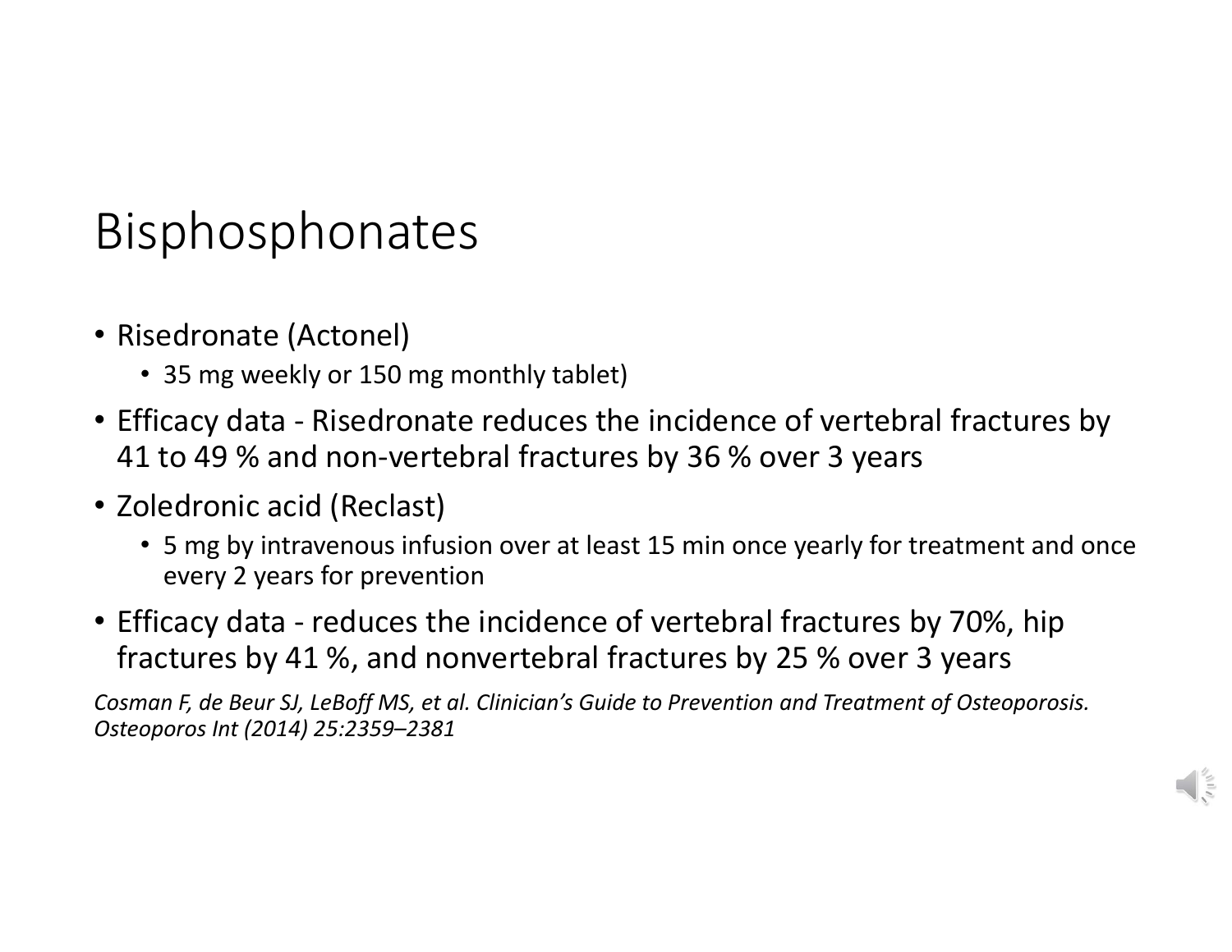# Bisphosphonates

- Risedronate (Actonel)
  - 35 mg weekly or 150 mg monthly tablet)
- Efficacy data - Risedronate reduces the incidence of vertebral fractures by 41 to 49 % and non-vertebral fractures by 36 % over 3 years
- Zoledronic acid (Reclast)
  - 5 mg by intravenous infusion over at least 15 min once yearly for treatment and once every 2 years for prevention
- Efficacy data - reduces the incidence of vertebral fractures by 70%, hip fractures by 41 %, and nonvertebral fractures by 25 % over 3 years

*Cosman F, de Beur SJ, LeBoff MS, et al. Clinician's Guide to Prevention and Treatment of Osteoporosis. Osteoporos Int (2014) 25:2359–2381*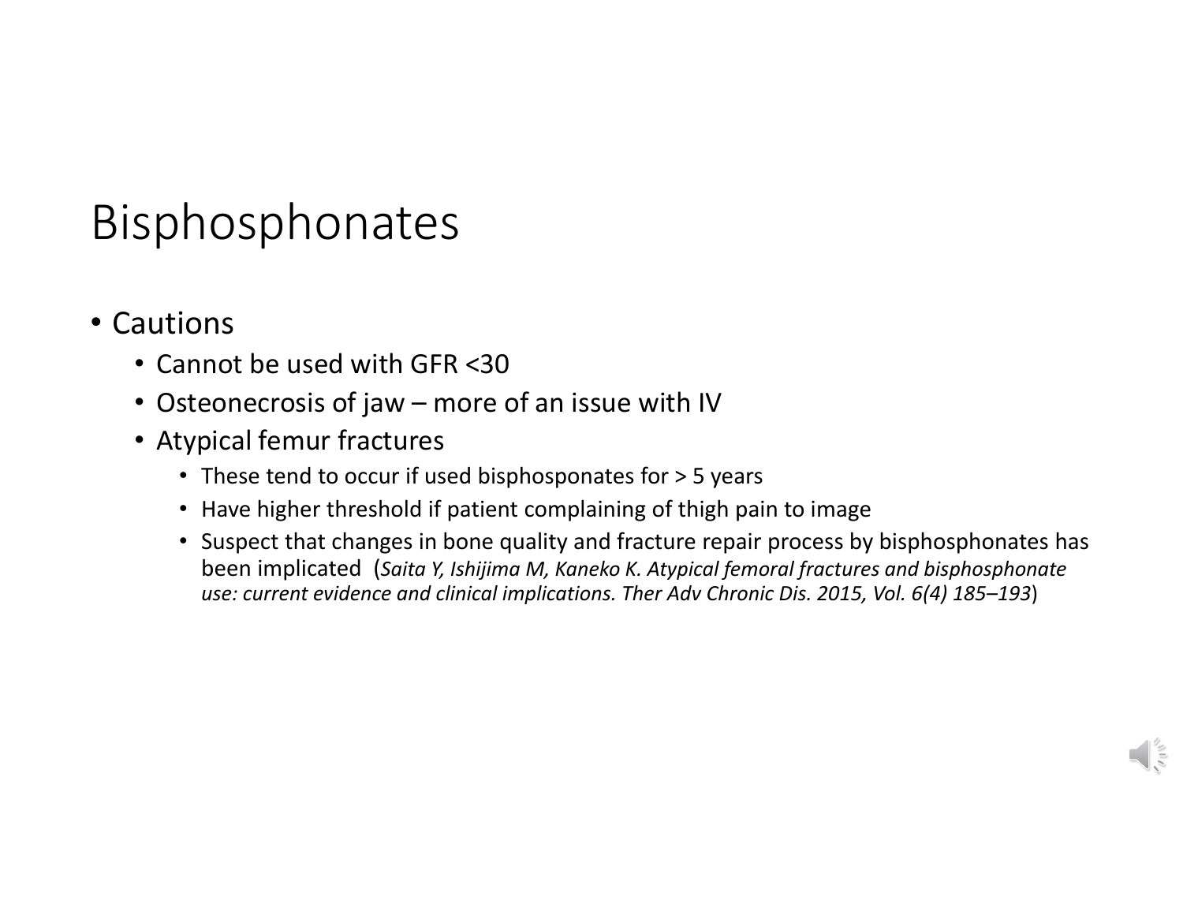# Bisphosphonates

- Cautions
  - Cannot be used with GFR <30
  - Osteonecrosis of jaw – more of an issue with IV
  - Atypical femur fractures
    - These tend to occur if used bisphosponates for > 5 years
    - Have higher threshold if patient complaining of thigh pain to image
    - Suspect that changes in bone quality and fracture repair process by bisphosphonates has been implicated (*Saita Y, Ishijima M, Kaneko K. Atypical femoral fractures and bisphosphonate use: current evidence and clinical implications. Ther Adv Chronic Dis. 2015, Vol. 6(4) 185–193*)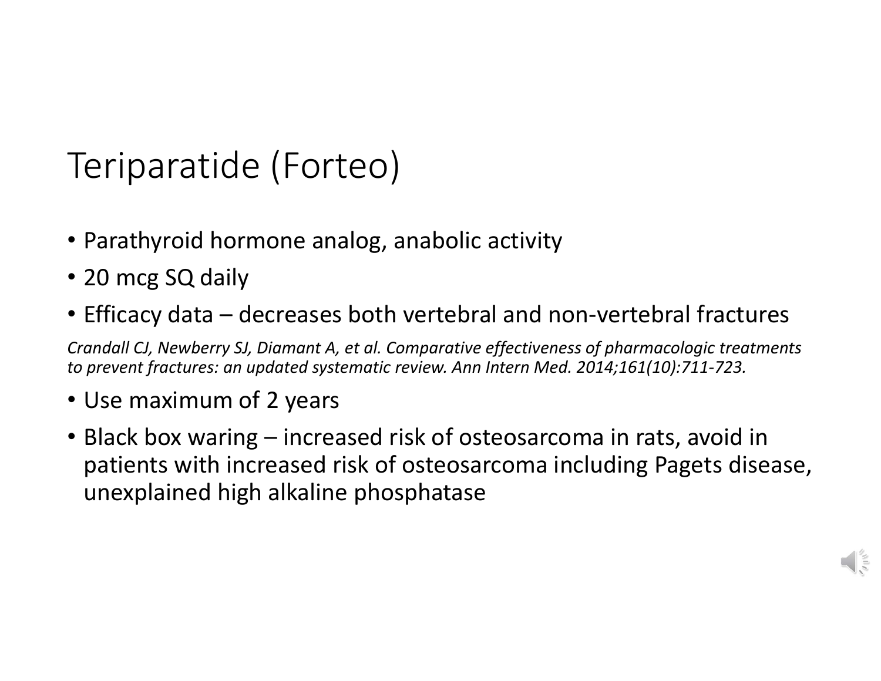# Teriparatide (Forteo)

- Parathyroid hormone analog, anabolic activity
- 20 mcg SQ daily
- Efficacy data – decreases both vertebral and non-vertebral fractures

*Crandall CJ, Newberry SJ, Diamant A, et al. Comparative effectiveness of pharmacologic treatments to prevent fractures: an updated systematic review. Ann Intern Med. 2014;161(10):711-723.*

- Use maximum of 2 years
- Black box waring – increased risk of osteosarcoma in rats, avoid in patients with increased risk of osteosarcoma including Pagets disease, unexplained high alkaline phosphatase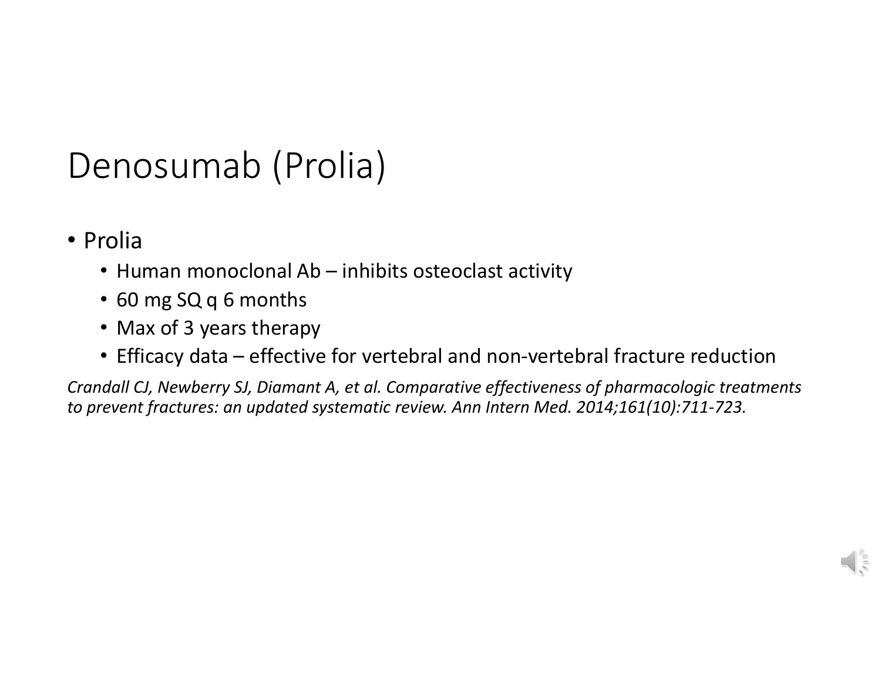# Denosumab (Prolia)

- Prolia
  - Human monoclonal Ab – inhibits osteoclast activity
  - 60 mg SQ q 6 months
  - Max of 3 years therapy
  - Efficacy data – effective for vertebral and non-vertebral fracture reduction

*Crandall CJ, Newberry SJ, Diamant A, et al. Comparative effectiveness of pharmacologic treatments to prevent fractures: an updated systematic review. Ann Intern Med. 2014;161(10):711-723.*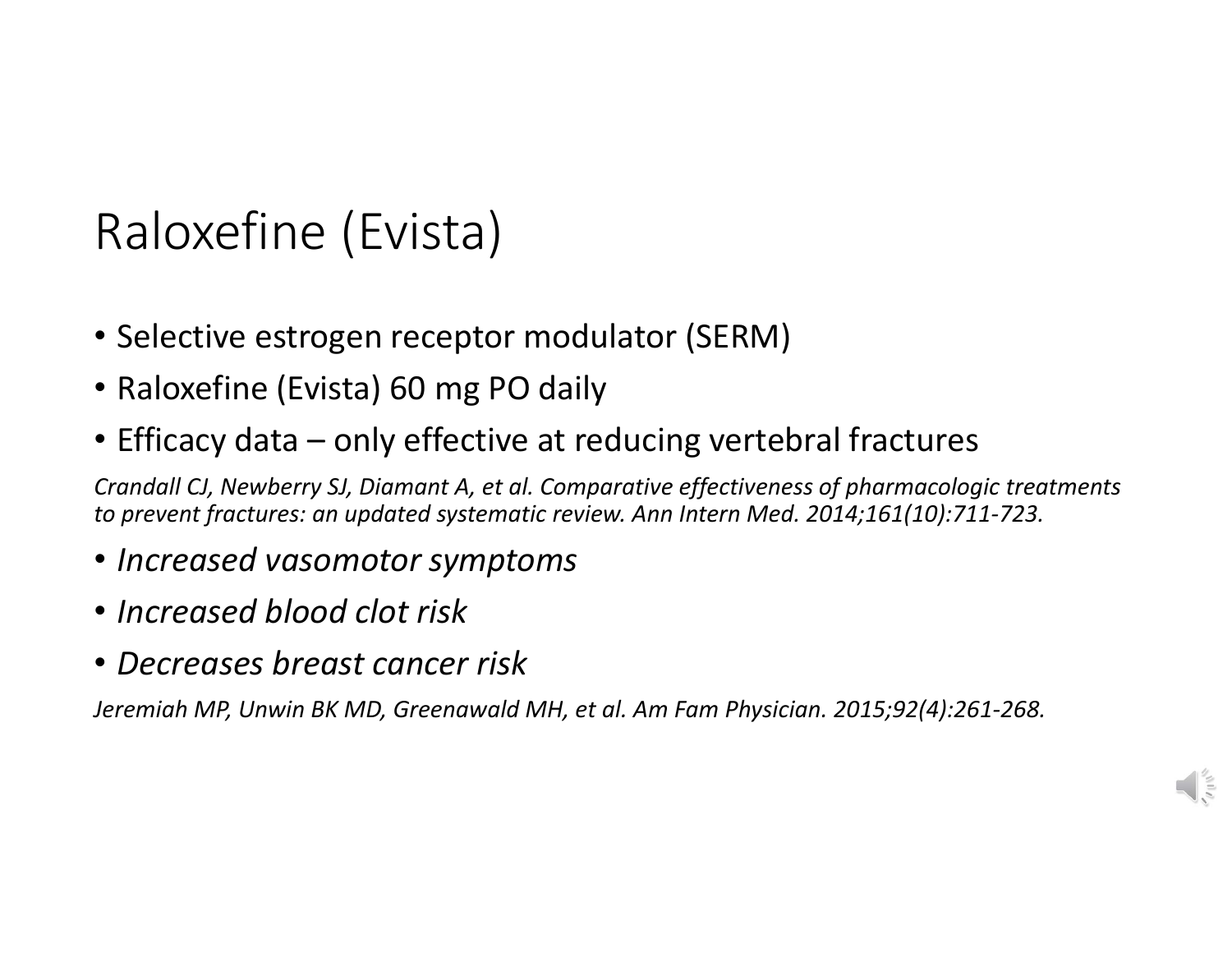# Raloxefine (Evista)

- Selective estrogen receptor modulator (SERM)
- Raloxefine (Evista) 60 mg PO daily
- Efficacy data – only effective at reducing vertebral fractures

*Crandall CJ, Newberry SJ, Diamant A, et al. Comparative effectiveness of pharmacologic treatments to prevent fractures: an updated systematic review. Ann Intern Med. 2014;161(10):711-723.*

- *Increased vasomotor symptoms*
- *Increased blood clot risk*
- *Decreases breast cancer risk*

*Jeremiah MP, Unwin BK MD, Greenawald MH, et al. Am Fam Physician. 2015;92(4):261-268.*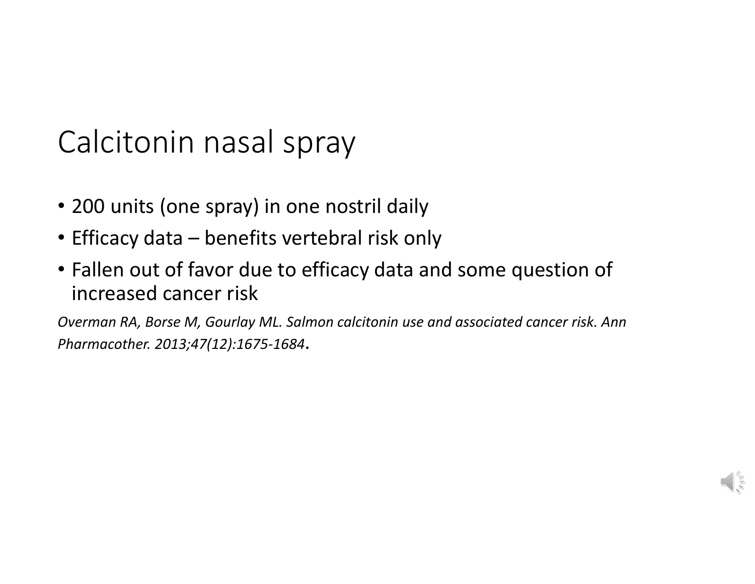# Calcitonin nasal spray

- 200 units (one spray) in one nostril daily
- Efficacy data – benefits vertebral risk only
- Fallen out of favor due to efficacy data and some question of increased cancer risk

*Overman RA, Borse M, Gourlay ML. Salmon calcitonin use and associated cancer risk. Ann Pharmacother. 2013;47(12):1675-1684*.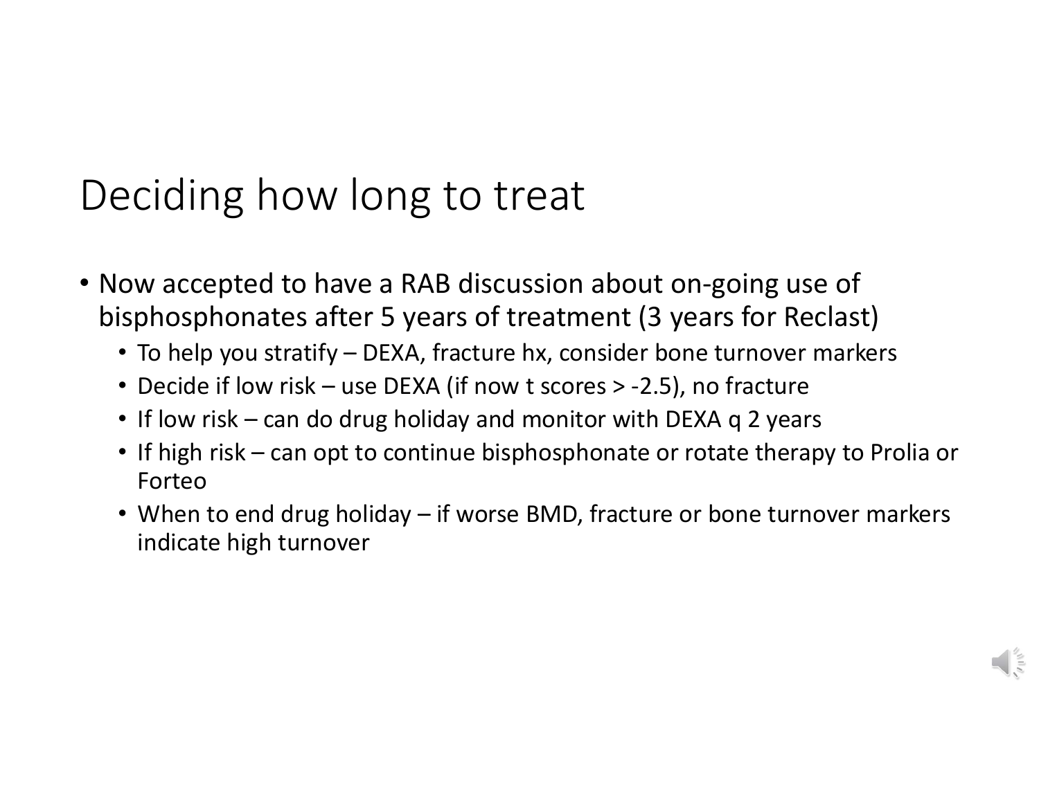# Deciding how long to treat

- Now accepted to have a RAB discussion about on-going use of bisphosphonates after 5 years of treatment (3 years for Reclast)
  - To help you stratify – DEXA, fracture hx, consider bone turnover markers
  - Decide if low risk – use DEXA (if now t scores > -2.5), no fracture
  - If low risk – can do drug holiday and monitor with DEXA q 2 years
  - If high risk – can opt to continue bisphosphonate or rotate therapy to Prolia or Forteo
  - When to end drug holiday – if worse BMD, fracture or bone turnover markers indicate high turnover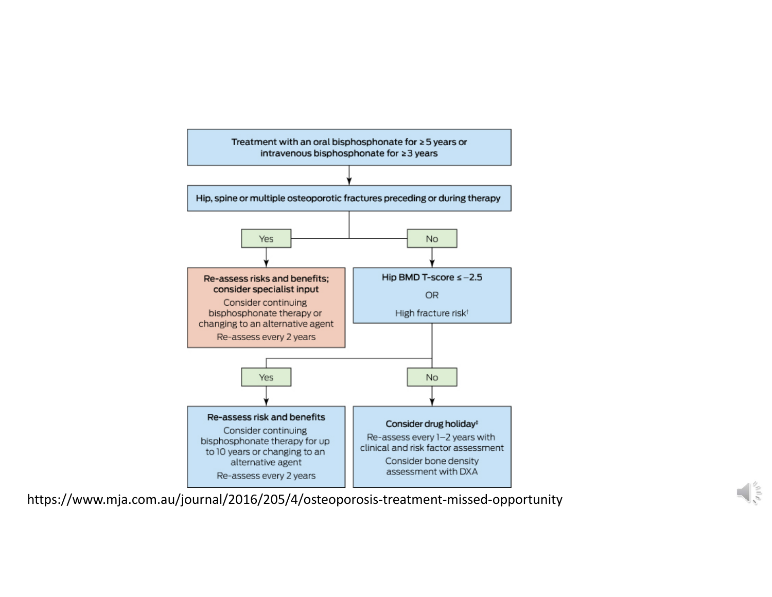Treatment with an oral bisphosphonate for ≥ 5 years or intravenous bisphosphonate for ≥ 3 years

↓

Hip, spine or multiple osteoporotic fractures preceding or during therapy

- **Yes** → **Re-assess risks and benefits; consider specialist input**
  - Consider continuing bisphosphonate therapy or changing to an alternative agent
  - Re-assess every 2 years
- **No** → **Hip BMD T-score ≤ −2.5 OR High fracture risk**[†]
  - **Yes** → **Re-assess risk and benefits**
    - Consider continuing bisphosphonate therapy for up to 10 years or changing to an alternative agent
    - Re-assess every 2 years
  - **No** → **Consider drug holiday**[‡]
    - Re-assess every 1–2 years with clinical and risk factor assessment
    - Consider bone density assessment with DXA

https://www.mja.com.au/journal/2016/205/4/osteoporosis-treatment-missed-opportunity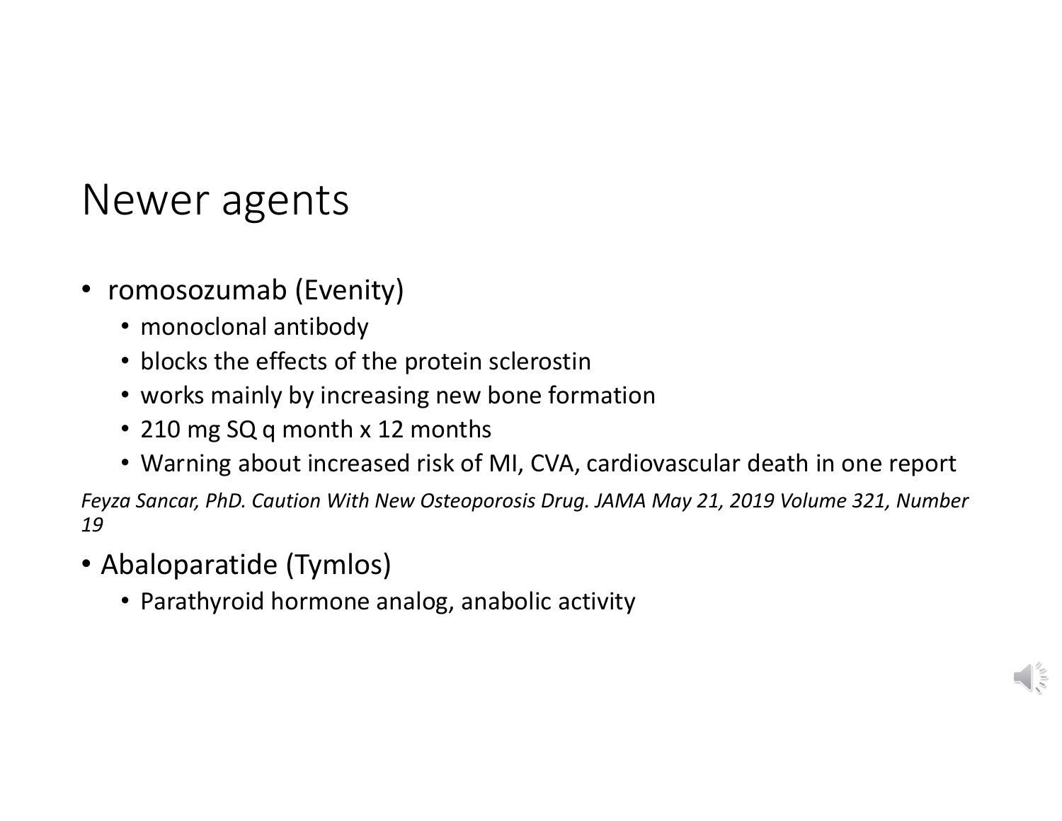# Newer agents

- romosozumab (Evenity)
  - monoclonal antibody
  - blocks the effects of the protein sclerostin
  - works mainly by increasing new bone formation
  - 210 mg SQ q month x 12 months
  - Warning about increased risk of MI, CVA, cardiovascular death in one report

*Feyza Sancar, PhD. Caution With New Osteoporosis Drug. JAMA May 21, 2019 Volume 321, Number 19*

- Abaloparatide (Tymlos)
  - Parathyroid hormone analog, anabolic activity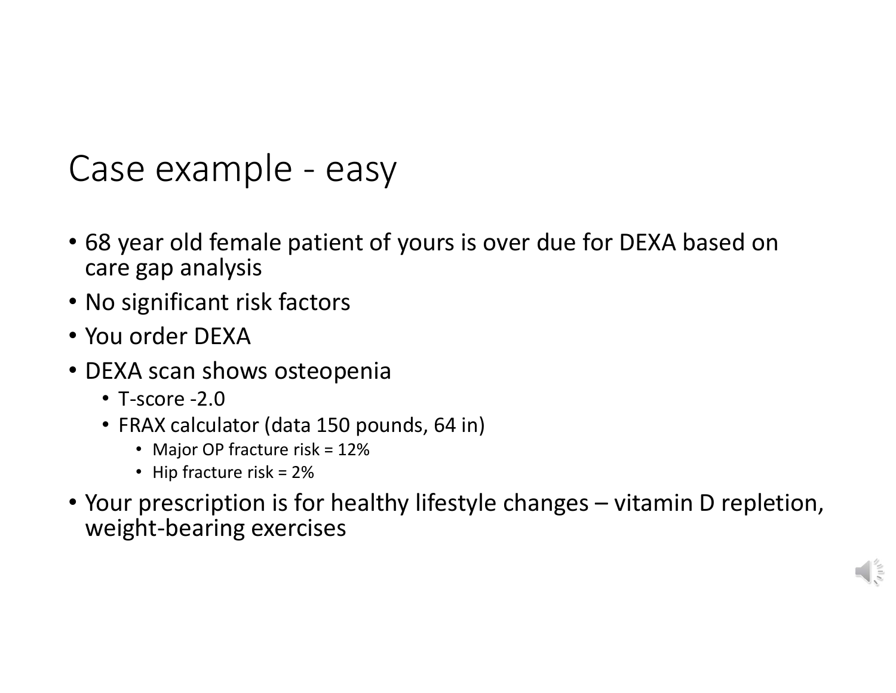# Case example - easy

- 68 year old female patient of yours is over due for DEXA based on care gap analysis
- No significant risk factors
- You order DEXA
- DEXA scan shows osteopenia
  - T-score -2.0
  - FRAX calculator (data 150 pounds, 64 in)
    - Major OP fracture risk = 12%
    - Hip fracture risk = 2%
- Your prescription is for healthy lifestyle changes – vitamin D repletion, weight-bearing exercises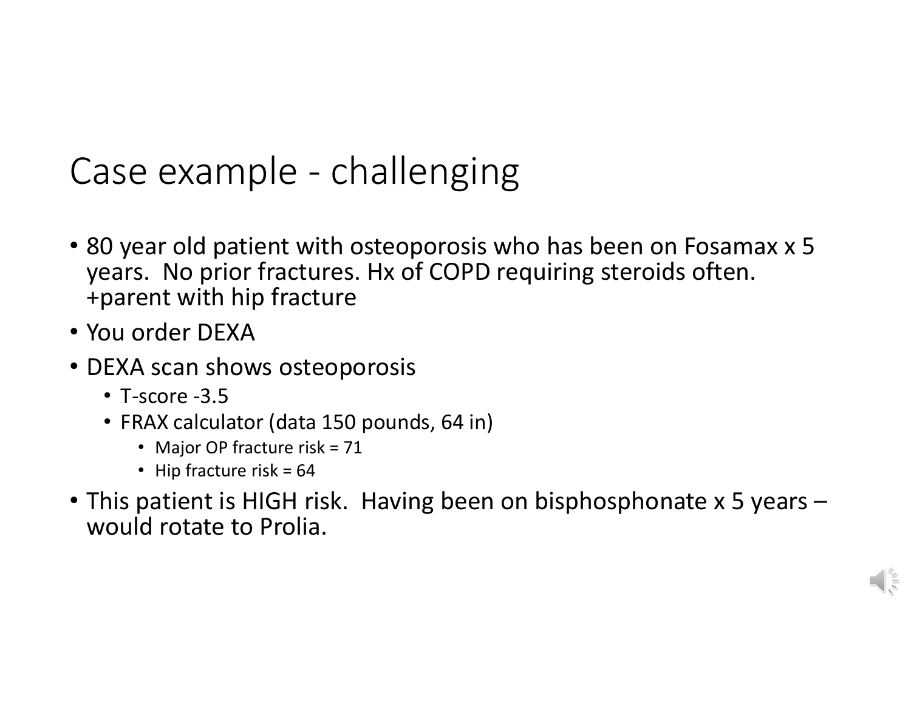# Case example - challenging

- 80 year old patient with osteoporosis who has been on Fosamax x 5 years. No prior fractures. Hx of COPD requiring steroids often. +parent with hip fracture
- You order DEXA
- DEXA scan shows osteoporosis
  - T-score -3.5
  - FRAX calculator (data 150 pounds, 64 in)
    - Major OP fracture risk = 71
    - Hip fracture risk = 64
- This patient is HIGH risk. Having been on bisphosphonate x 5 years – would rotate to Prolia.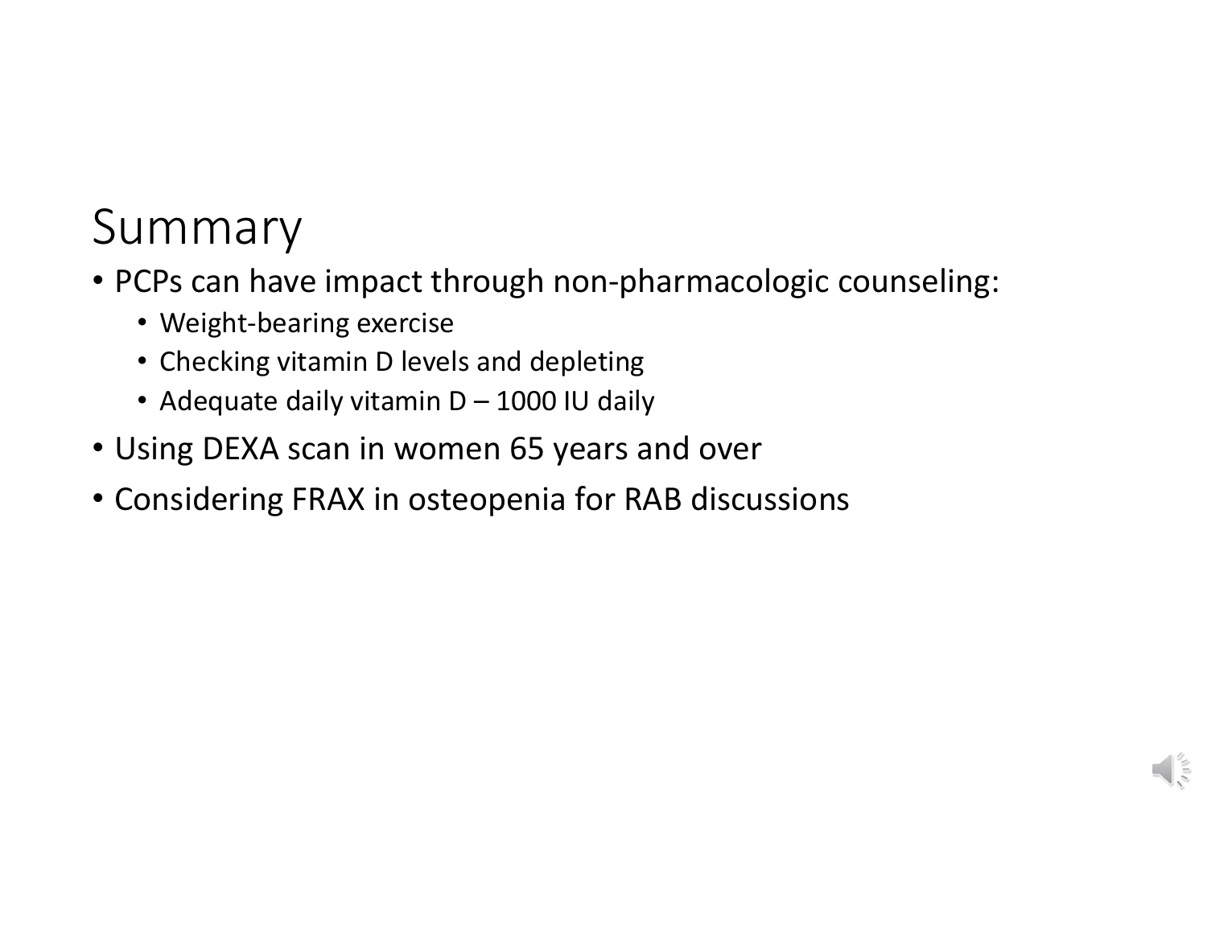# Summary

- PCPs can have impact through non-pharmacologic counseling:
  - Weight-bearing exercise
  - Checking vitamin D levels and depleting
  - Adequate daily vitamin D – 1000 IU daily
- Using DEXA scan in women 65 years and over
- Considering FRAX in osteopenia for RAB discussions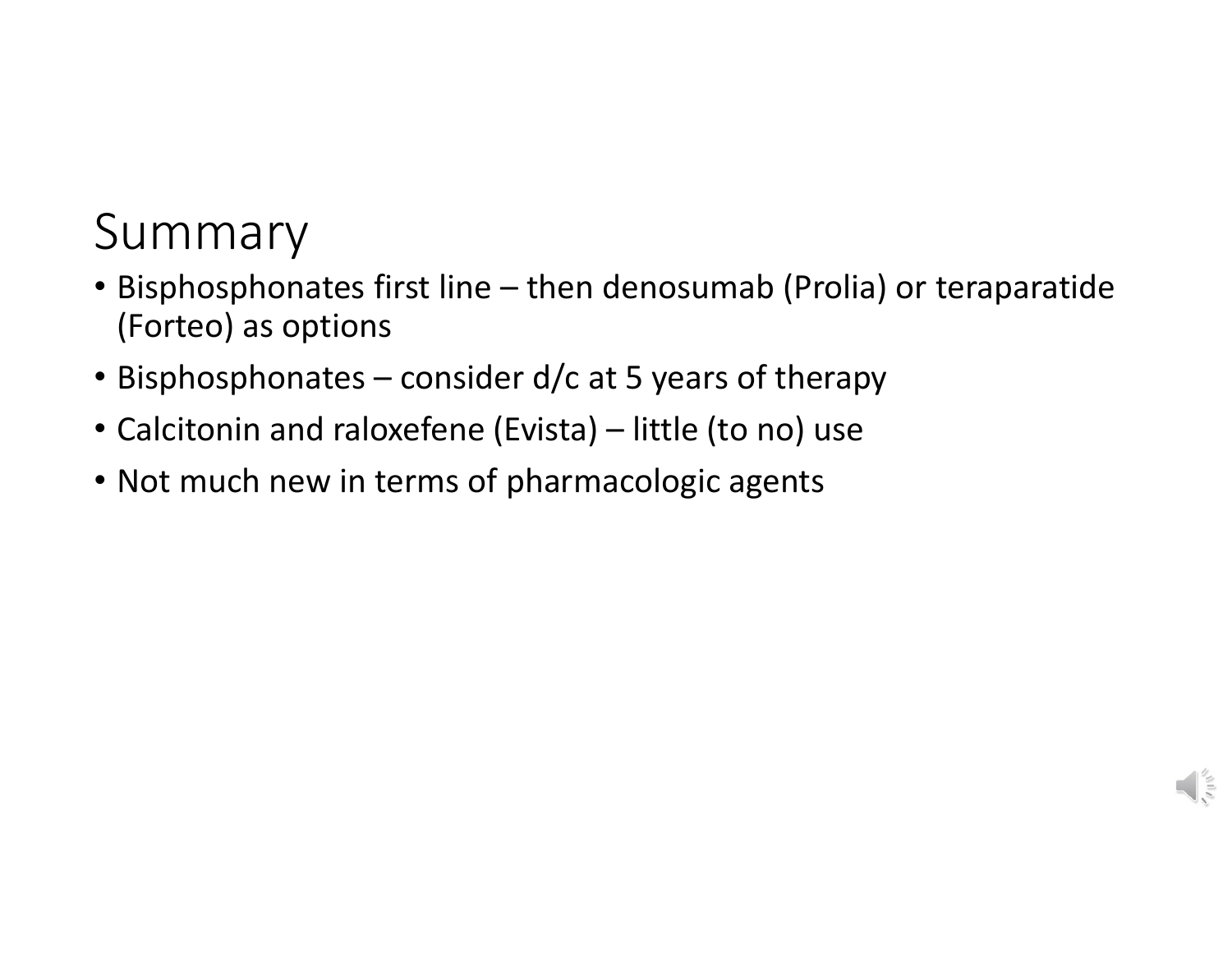# Summary

- Bisphosphonates first line – then denosumab (Prolia) or teraparatide (Forteo) as options
- Bisphosphonates – consider d/c at 5 years of therapy
- Calcitonin and raloxefene (Evista) – little (to no) use
- Not much new in terms of pharmacologic agents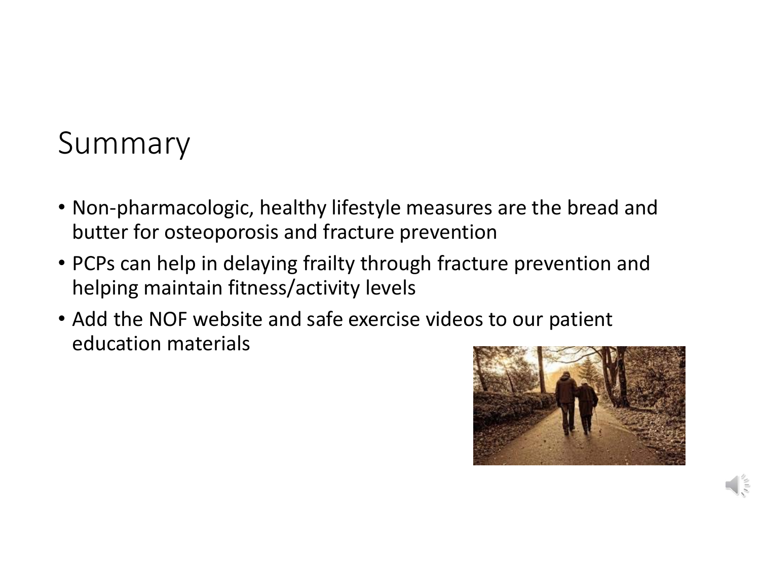# Summary

- Non-pharmacologic, healthy lifestyle measures are the bread and butter for osteoporosis and fracture prevention
- PCPs can help in delaying frailty through fracture prevention and helping maintain fitness/activity levels
- Add the NOF website and safe exercise videos to our patient education materials